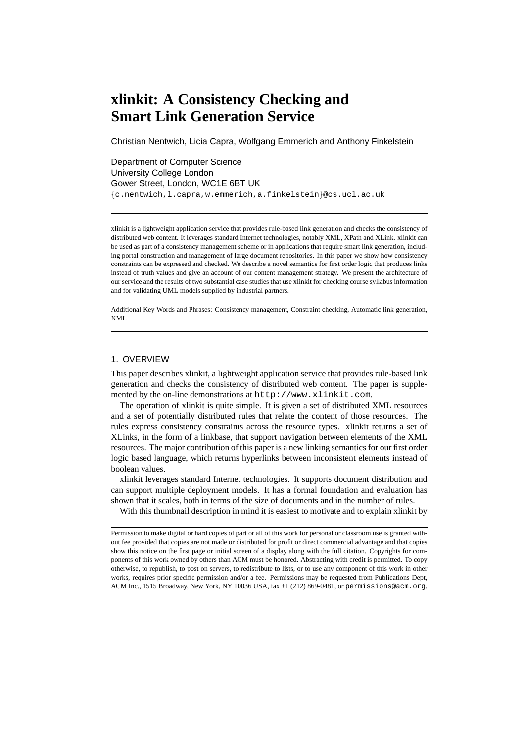# xlinkit: A Consistency Checking and Smart Link Generation Service

Christian Nentwich, Licia Capra, Wolfgang Emmerich and Anthony Finkelstein

Department of Computer Science
University College London
Gower Street, London, WC1E 6BT UK
{c.nentwich,l.capra,w.emmerich,a.finkelstein}@cs.ucl.ac.uk

---

xlinkit is a lightweight application service that provides rule-based link generation and checks the consistency of distributed web content. It leverages standard Internet technologies, notably XML, XPath and XLink. xlinkit can be used as part of a consistency management scheme or in applications that require smart link generation, including portal construction and management of large document repositories. In this paper we show how consistency constraints can be expressed and checked. We describe a novel semantics for first order logic that produces links instead of truth values and give an account of our content management strategy. We present the architecture of our service and the results of two substantial case studies that use xlinkit for checking course syllabus information and for validating UML models supplied by industrial partners.

Additional Key Words and Phrases: Consistency management, Constraint checking, Automatic link generation, XML

---

## 1. OVERVIEW

This paper describes xlinkit, a lightweight application service that provides rule-based link generation and checks the consistency of distributed web content. The paper is supplemented by the on-line demonstrations at `http://www.xlinkit.com`.

The operation of xlinkit is quite simple. It is given a set of distributed XML resources and a set of potentially distributed rules that relate the content of those resources. The rules express consistency constraints across the resource types. xlinkit returns a set of XLinks, in the form of a linkbase, that support navigation between elements of the XML resources. The major contribution of this paper is a new linking semantics for our first order logic based language, which returns hyperlinks between inconsistent elements instead of boolean values.

xlinkit leverages standard Internet technologies. It supports document distribution and can support multiple deployment models. It has a formal foundation and evaluation has shown that it scales, both in terms of the size of documents and in the number of rules.

With this thumbnail description in mind it is easiest to motivate and to explain xlinkit by

---

Permission to make digital or hard copies of part or all of this work for personal or classroom use is granted without fee provided that copies are not made or distributed for profit or direct commercial advantage and that copies show this notice on the first page or initial screen of a display along with the full citation. Copyrights for components of this work owned by others than ACM must be honored. Abstracting with credit is permitted. To copy otherwise, to republish, to post on servers, to redistribute to lists, or to use any component of this work in other works, requires prior specific permission and/or a fee. Permissions may be requested from Publications Dept, ACM Inc., 1515 Broadway, New York, NY 10036 USA, fax +1 (212) 869-0481, or `permissions@acm.org`.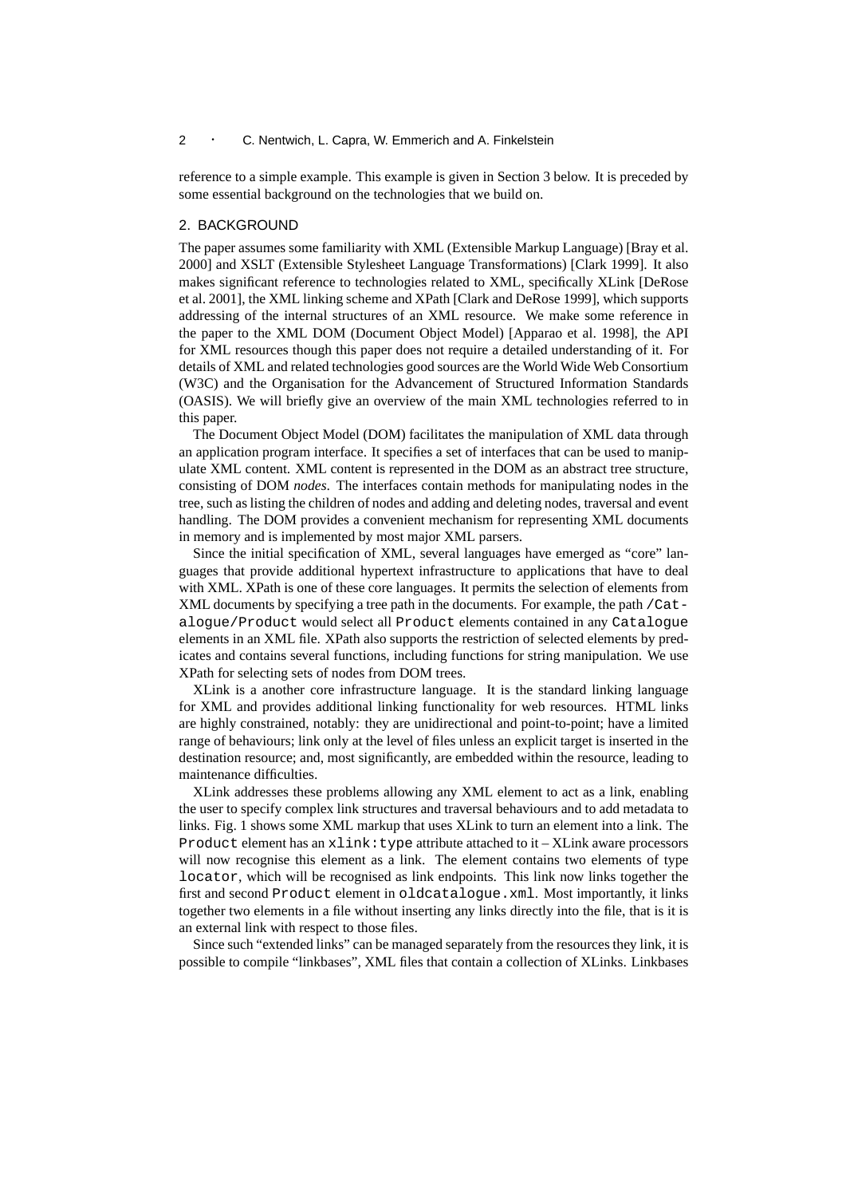reference to a simple example. This example is given in Section 3 below. It is preceded by some essential background on the technologies that we build on.

## 2. BACKGROUND

The paper assumes some familiarity with XML (Extensible Markup Language) [Bray et al. 2000] and XSLT (Extensible Stylesheet Language Transformations) [Clark 1999]. It also makes significant reference to technologies related to XML, specifically XLink [DeRose et al. 2001], the XML linking scheme and XPath [Clark and DeRose 1999], which supports addressing of the internal structures of an XML resource. We make some reference in the paper to the XML DOM (Document Object Model) [Apparao et al. 1998], the API for XML resources though this paper does not require a detailed understanding of it. For details of XML and related technologies good sources are the World Wide Web Consortium (W3C) and the Organisation for the Advancement of Structured Information Standards (OASIS). We will briefly give an overview of the main XML technologies referred to in this paper.

The Document Object Model (DOM) facilitates the manipulation of XML data through an application program interface. It specifies a set of interfaces that can be used to manipulate XML content. XML content is represented in the DOM as an abstract tree structure, consisting of DOM *nodes*. The interfaces contain methods for manipulating nodes in the tree, such as listing the children of nodes and adding and deleting nodes, traversal and event handling. The DOM provides a convenient mechanism for representing XML documents in memory and is implemented by most major XML parsers.

Since the initial specification of XML, several languages have emerged as "core" languages that provide additional hypertext infrastructure to applications that have to deal with XML. XPath is one of these core languages. It permits the selection of elements from XML documents by specifying a tree path in the documents. For example, the path `/Catalogue/Product` would select all `Product` elements contained in any `Catalogue` elements in an XML file. XPath also supports the restriction of selected elements by predicates and contains several functions, including functions for string manipulation. We use XPath for selecting sets of nodes from DOM trees.

XLink is a another core infrastructure language. It is the standard linking language for XML and provides additional linking functionality for web resources. HTML links are highly constrained, notably: they are unidirectional and point-to-point; have a limited range of behaviours; link only at the level of files unless an explicit target is inserted in the destination resource; and, most significantly, are embedded within the resource, leading to maintenance difficulties.

XLink addresses these problems allowing any XML element to act as a link, enabling the user to specify complex link structures and traversal behaviours and to add metadata to links. Fig. 1 shows some XML markup that uses XLink to turn an element into a link. The `Product` element has an `xlink:type` attribute attached to it – XLink aware processors will now recognise this element as a link. The element contains two elements of type `locator`, which will be recognised as link endpoints. This link now links together the first and second `Product` element in `oldcatalogue.xml`. Most importantly, it links together two elements in a file without inserting any links directly into the file, that is it is an external link with respect to those files.

Since such "extended links" can be managed separately from the resources they link, it is possible to compile "linkbases", XML files that contain a collection of XLinks. Linkbases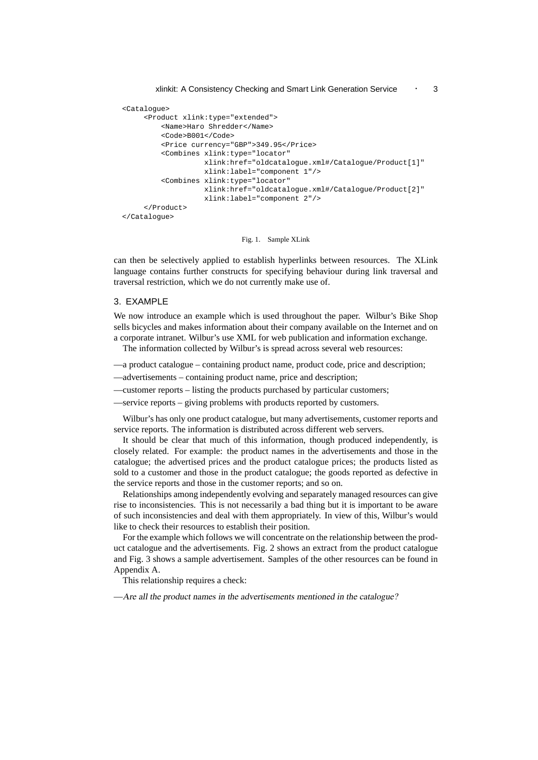```xml
<Catalogue>
     <Product xlink:type="extended">
         <Name>Haro Shredder</Name>
         <Code>B001</Code>
         <Price currency="GBP">349.95</Price>
         <Combines xlink:type="locator"
                   xlink:href="oldcatalogue.xml#/Catalogue/Product[1]"
                   xlink:label="component 1"/>
         <Combines xlink:type="locator"
                   xlink:href="oldcatalogue.xml#/Catalogue/Product[2]"
                   xlink:label="component 2"/>
     </Product>
</Catalogue>
```

Fig. 1. Sample XLink

can then be selectively applied to establish hyperlinks between resources. The XLink language contains further constructs for specifying behaviour during link traversal and traversal restriction, which we do not currently make use of.

## 3. EXAMPLE

We now introduce an example which is used throughout the paper. Wilbur's Bike Shop sells bicycles and makes information about their company available on the Internet and on a corporate intranet. Wilbur's use XML for web publication and information exchange.

The information collected by Wilbur's is spread across several web resources:

—a product catalogue – containing product name, product code, price and description;

—advertisements – containing product name, price and description;

—customer reports – listing the products purchased by particular customers;

—service reports – giving problems with products reported by customers.

Wilbur's has only one product catalogue, but many advertisements, customer reports and service reports. The information is distributed across different web servers.

It should be clear that much of this information, though produced independently, is closely related. For example: the product names in the advertisements and those in the catalogue; the advertised prices and the product catalogue prices; the products listed as sold to a customer and those in the product catalogue; the goods reported as defective in the service reports and those in the customer reports; and so on.

Relationships among independently evolving and separately managed resources can give rise to inconsistencies. This is not necessarily a bad thing but it is important to be aware of such inconsistencies and deal with them appropriately. In view of this, Wilbur's would like to check their resources to establish their position.

For the example which follows we will concentrate on the relationship between the product catalogue and the advertisements. Fig. 2 shows an extract from the product catalogue and Fig. 3 shows a sample advertisement. Samples of the other resources can be found in Appendix A.

This relationship requires a check:

—*Are all the product names in the advertisements mentioned in the catalogue?*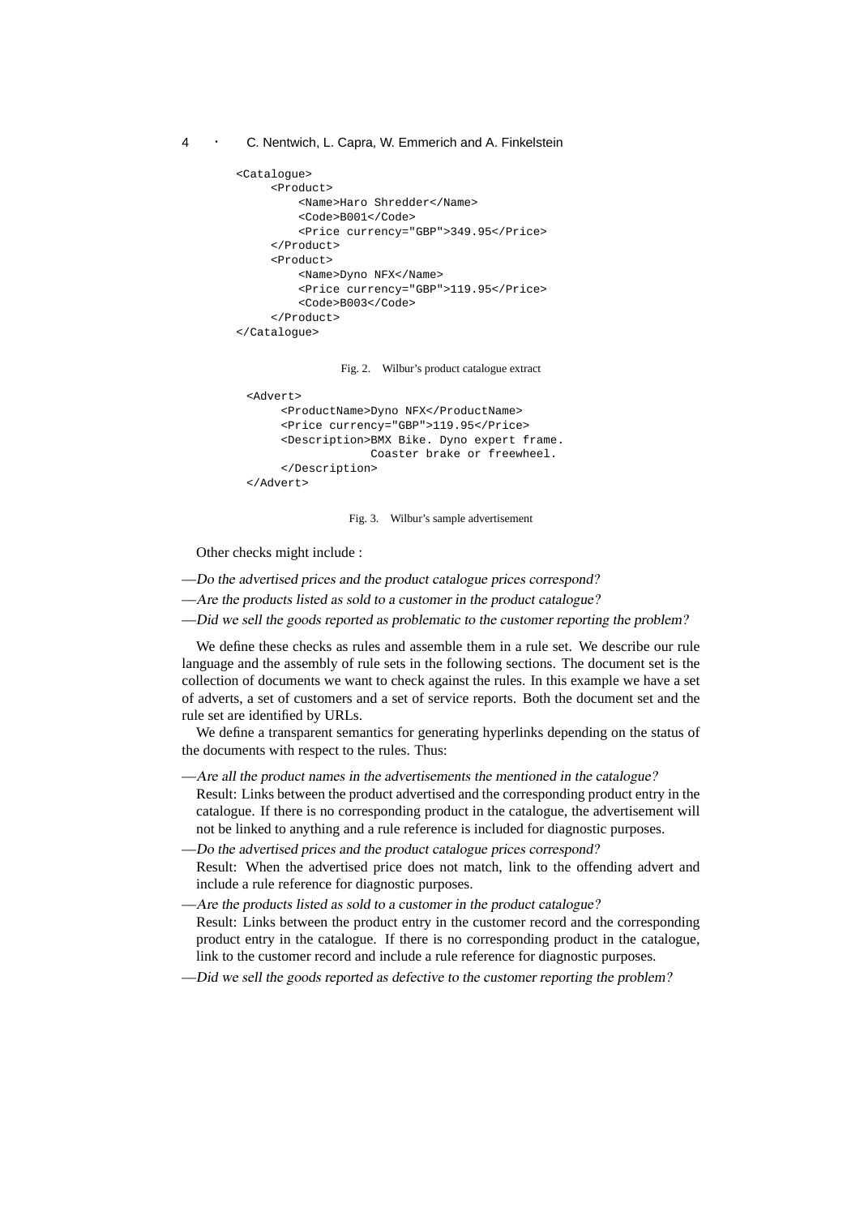```
<Catalogue>
     <Product>
          <Name>Haro Shredder</Name>
          <Code>B001</Code>
          <Price currency="GBP">349.95</Price>
     </Product>
     <Product>
          <Name>Dyno NFX</Name>
          <Price currency="GBP">119.95</Price>
          <Code>B003</Code>
     </Product>
</Catalogue>
```

Fig. 2. Wilbur's product catalogue extract

```
<Advert>
     <ProductName>Dyno NFX</ProductName>
     <Price currency="GBP">119.95</Price>
     <Description>BMX Bike. Dyno expert frame.
                  Coaster brake or freewheel.
     </Description>
</Advert>
```

Fig. 3. Wilbur's sample advertisement

Other checks might include :

- *Do the advertised prices and the product catalogue prices correspond?*
- *Are the products listed as sold to a customer in the product catalogue?*
- *Did we sell the goods reported as problematic to the customer reporting the problem?*

We define these checks as rules and assemble them in a rule set. We describe our rule language and the assembly of rule sets in the following sections. The document set is the collection of documents we want to check against the rules. In this example we have a set of adverts, a set of customers and a set of service reports. Both the document set and the rule set are identified by URLs.

We define a transparent semantics for generating hyperlinks depending on the status of the documents with respect to the rules. Thus:

- *Are all the product names in the advertisements the mentioned in the catalogue?*
  Result: Links between the product advertised and the corresponding product entry in the catalogue. If there is no corresponding product in the catalogue, the advertisement will not be linked to anything and a rule reference is included for diagnostic purposes.
- *Do the advertised prices and the product catalogue prices correspond?*
  Result: When the advertised price does not match, link to the offending advert and include a rule reference for diagnostic purposes.
- *Are the products listed as sold to a customer in the product catalogue?*
  Result: Links between the product entry in the customer record and the corresponding product entry in the catalogue. If there is no corresponding product in the catalogue, link to the customer record and include a rule reference for diagnostic purposes.
- *Did we sell the goods reported as defective to the customer reporting the problem?*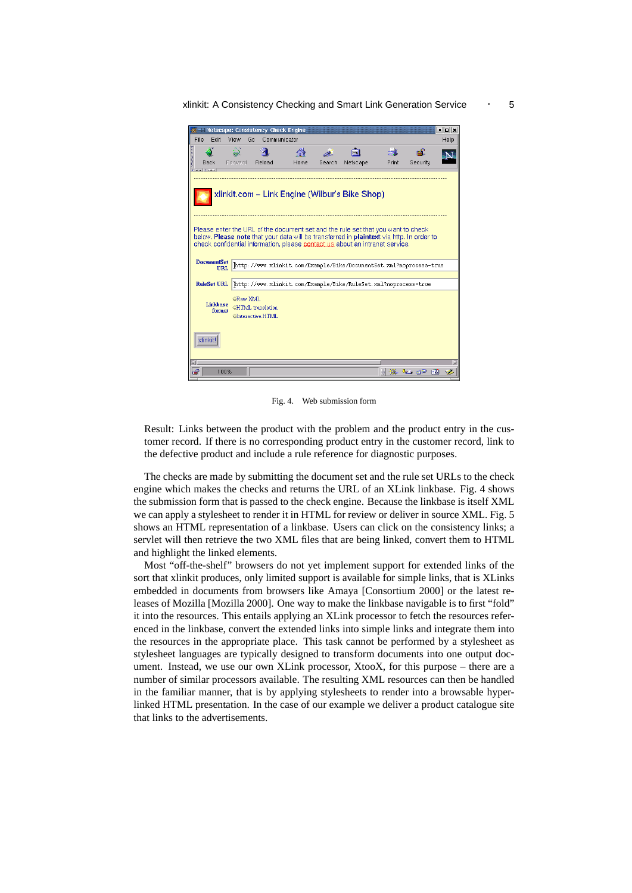Fig. 4. Web submission form

Result: Links between the product with the problem and the product entry in the customer record. If there is no corresponding product entry in the customer record, link to the defective product and include a rule reference for diagnostic purposes.

The checks are made by submitting the document set and the rule set URLs to the check engine which makes the checks and returns the URL of an XLink linkbase. Fig. 4 shows the submission form that is passed to the check engine. Because the linkbase is itself XML we can apply a stylesheet to render it in HTML for review or deliver in source XML. Fig. 5 shows an HTML representation of a linkbase. Users can click on the consistency links; a servlet will then retrieve the two XML files that are being linked, convert them to HTML and highlight the linked elements.

Most "off-the-shelf" browsers do not yet implement support for extended links of the sort that xlinkit produces, only limited support is available for simple links, that is XLinks embedded in documents from browsers like Amaya [Consortium 2000] or the latest releases of Mozilla [Mozilla 2000]. One way to make the linkbase navigable is to first "fold" it into the resources. This entails applying an XLink processor to fetch the resources referenced in the linkbase, convert the extended links into simple links and integrate them into the resources in the appropriate place. This task cannot be performed by a stylesheet as stylesheet languages are typically designed to transform documents into one output document. Instead, we use our own XLink processor, XtooX, for this purpose – there are a number of similar processors available. The resulting XML resources can then be handled in the familiar manner, that is by applying stylesheets to render into a browsable hyperlinked HTML presentation. In the case of our example we deliver a product catalogue site that links to the advertisements.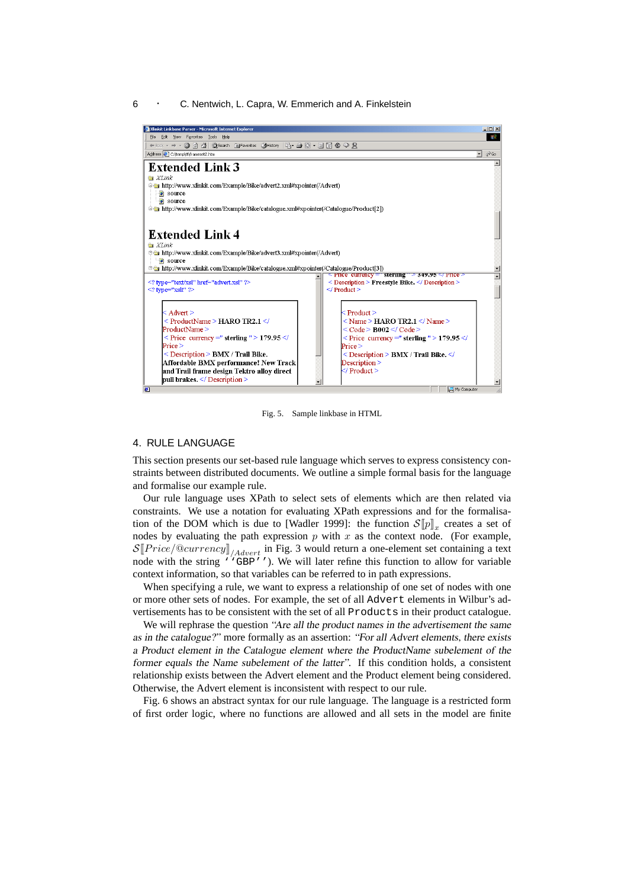Fig. 5. Sample linkbase in HTML

## 4. RULE LANGUAGE

This section presents our set-based rule language which serves to express consistency constraints between distributed documents. We outline a simple formal basis for the language and formalise our example rule.

Our rule language uses XPath to select sets of elements which are then related via constraints. We use a notation for evaluating XPath expressions and for the formalisation of the DOM which is due to [Wadler 1999]: the function $\mathcal{S}[\![p]\!]_x$ creates a set of nodes by evaluating the path expression $p$ with $x$ as the context node. (For example, $\mathcal{S}[\![Price/@currency]\!]_{/Advert}$ in Fig. 3 would return a one-element set containing a text node with the string ''GBP''). We will later refine this function to allow for variable context information, so that variables can be referred to in path expressions.

When specifying a rule, we want to express a relationship of one set of nodes with one or more other sets of nodes. For example, the set of all `Advert` elements in Wilbur's advertisements has to be consistent with the set of all `Products` in their product catalogue.

We will rephrase the question *"Are all the product names in the advertisement the same as in the catalogue?"* more formally as an assertion: *"For all Advert elements, there exists a Product element in the Catalogue element where the ProductName subelement of the former equals the Name subelement of the latter"*. If this condition holds, a consistent relationship exists between the Advert element and the Product element being considered. Otherwise, the Advert element is inconsistent with respect to our rule.

Fig. 6 shows an abstract syntax for our rule language. The language is a restricted form of first order logic, where no functions are allowed and all sets in the model are finite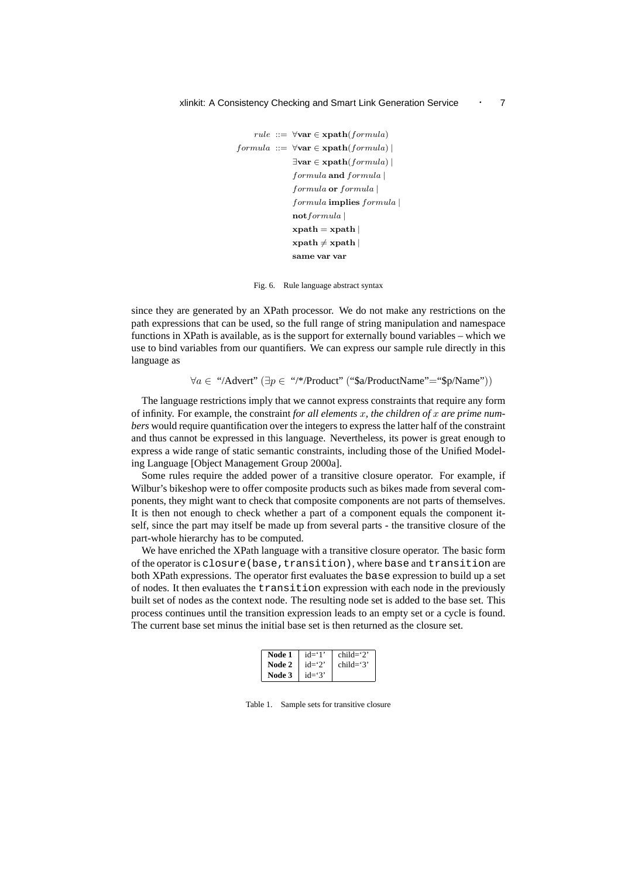$$
\begin{aligned}
rule \ ::= \ & \forall \mathbf{var} \in \mathbf{xpath}(formula) \\
formula \ ::= \ & \forall \mathbf{var} \in \mathbf{xpath}(formula) \mid \\
& \exists \mathbf{var} \in \mathbf{xpath}(formula) \mid \\
& formula \ \mathbf{and} \ formula \mid \\
& formula \ \mathbf{or} \ formula \mid \\
& formula \ \mathbf{implies} \ formula \mid \\
& \mathbf{not} formula \mid \\
& \mathbf{xpath} = \mathbf{xpath} \mid \\
& \mathbf{xpath} \neq \mathbf{xpath} \mid \\
& \mathbf{same\ var\ var}
\end{aligned}
$$

Fig. 6. Rule language abstract syntax

since they are generated by an XPath processor. We do not make any restrictions on the path expressions that can be used, so the full range of string manipulation and namespace functions in XPath is available, as is the support for externally bound variables – which we use to bind variables from our quantifiers. We can express our sample rule directly in this language as

$$\forall a \in \text{“/Advert”} \ (\exists p \in \text{“/*/Product”} \ (\text{“\$a/ProductName”}=\text{“\$p/Name”}))$$

The language restrictions imply that we cannot express constraints that require any form of infinity. For example, the constraint *for all elements $x$, the children of $x$ are prime numbers* would require quantification over the integers to express the latter half of the constraint and thus cannot be expressed in this language. Nevertheless, its power is great enough to express a wide range of static semantic constraints, including those of the Unified Modeling Language [Object Management Group 2000a].

Some rules require the added power of a transitive closure operator. For example, if Wilbur's bikeshop were to offer composite products such as bikes made from several components, they might want to check that composite components are not parts of themselves. It is then not enough to check whether a part of a component equals the component itself, since the part may itself be made up from several parts - the transitive closure of the part-whole hierarchy has to be computed.

We have enriched the XPath language with a transitive closure operator. The basic form of the operator is `closure(base,transition)`, where `base` and `transition` are both XPath expressions. The operator first evaluates the `base` expression to build up a set of nodes. It then evaluates the `transition` expression with each node in the previously built set of nodes as the context node. The resulting node set is added to the base set. This process continues until the transition expression leads to an empty set or a cycle is found. The current base set minus the initial base set is then returned as the closure set.

| | | |
|---|---|---|
| **Node 1** | id='1' | child='2' |
| **Node 2** | id='2' | child='3' |
| **Node 3** | id='3' | |

Table 1. Sample sets for transitive closure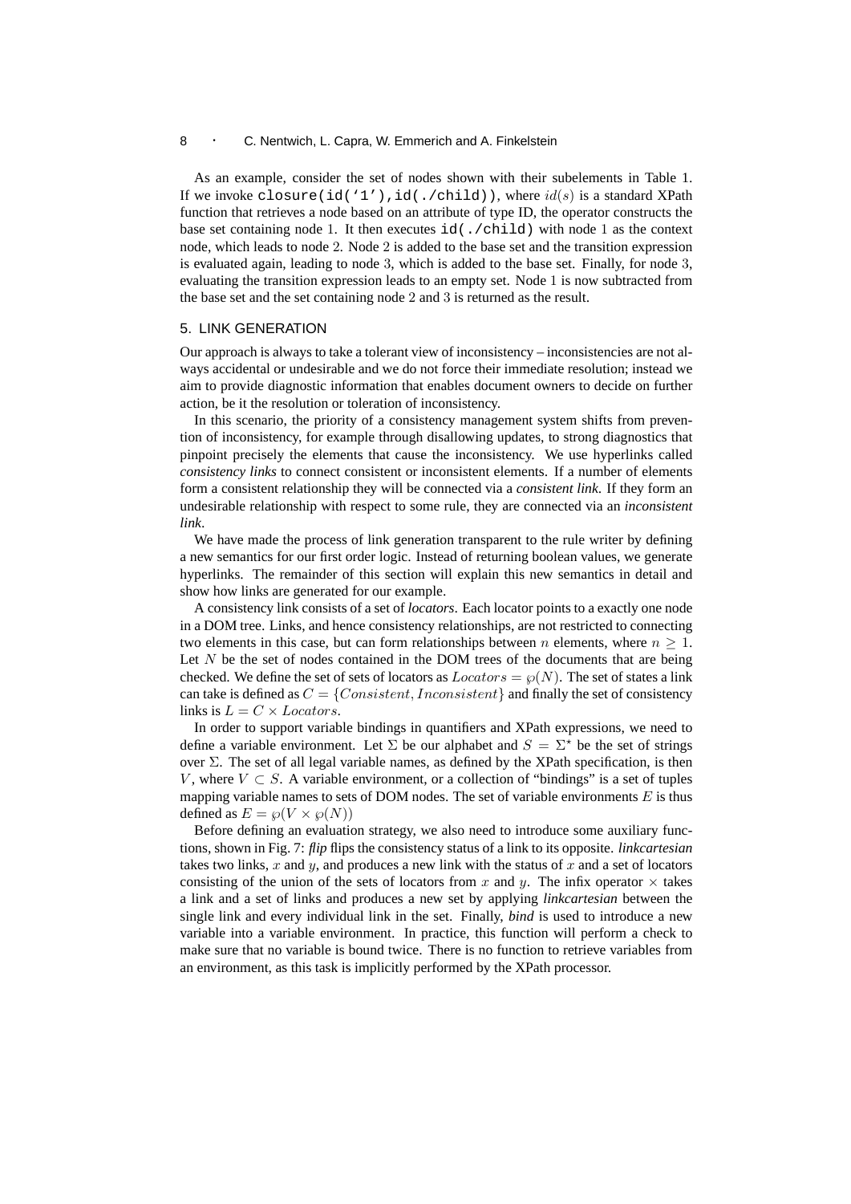As an example, consider the set of nodes shown with their subelements in Table 1. If we invoke `closure(id('1'),id(./child))`, where $id(s)$ is a standard XPath function that retrieves a node based on an attribute of type ID, the operator constructs the base set containing node 1. It then executes `id(./child)` with node 1 as the context node, which leads to node 2. Node 2 is added to the base set and the transition expression is evaluated again, leading to node 3, which is added to the base set. Finally, for node 3, evaluating the transition expression leads to an empty set. Node 1 is now subtracted from the base set and the set containing node 2 and 3 is returned as the result.

## 5. LINK GENERATION

Our approach is always to take a tolerant view of inconsistency – inconsistencies are not always accidental or undesirable and we do not force their immediate resolution; instead we aim to provide diagnostic information that enables document owners to decide on further action, be it the resolution or toleration of inconsistency.

In this scenario, the priority of a consistency management system shifts from prevention of inconsistency, for example through disallowing updates, to strong diagnostics that pinpoint precisely the elements that cause the inconsistency. We use hyperlinks called *consistency links* to connect consistent or inconsistent elements. If a number of elements form a consistent relationship they will be connected via a *consistent link*. If they form an undesirable relationship with respect to some rule, they are connected via an *inconsistent link*.

We have made the process of link generation transparent to the rule writer by defining a new semantics for our first order logic. Instead of returning boolean values, we generate hyperlinks. The remainder of this section will explain this new semantics in detail and show how links are generated for our example.

A consistency link consists of a set of *locators*. Each locator points to a exactly one node in a DOM tree. Links, and hence consistency relationships, are not restricted to connecting two elements in this case, but can form relationships between $n$ elements, where $n \geq 1$. Let $N$ be the set of nodes contained in the DOM trees of the documents that are being checked. We define the set of sets of locators as $Locators = \wp(N)$. The set of states a link can take is defined as $C = \{Consistent, Inconsistent\}$ and finally the set of consistency links is $L = C \times Locators$.

In order to support variable bindings in quantifiers and XPath expressions, we need to define a variable environment. Let $\Sigma$ be our alphabet and $S = \Sigma^{\star}$ be the set of strings over $\Sigma$. The set of all legal variable names, as defined by the XPath specification, is then $V$, where $V \subset S$. A variable environment, or a collection of "bindings" is a set of tuples mapping variable names to sets of DOM nodes. The set of variable environments $E$ is thus defined as $E = \wp(V \times \wp(N))$

Before defining an evaluation strategy, we also need to introduce some auxiliary functions, shown in Fig. 7: *flip* flips the consistency status of a link to its opposite. *linkcartesian* takes two links, $x$ and $y$, and produces a new link with the status of $x$ and a set of locators consisting of the union of the sets of locators from $x$ and $y$. The infix operator $\times$ takes a link and a set of links and produces a new set by applying *linkcartesian* between the single link and every individual link in the set. Finally, *bind* is used to introduce a new variable into a variable environment. In practice, this function will perform a check to make sure that no variable is bound twice. There is no function to retrieve variables from an environment, as this task is implicitly performed by the XPath processor.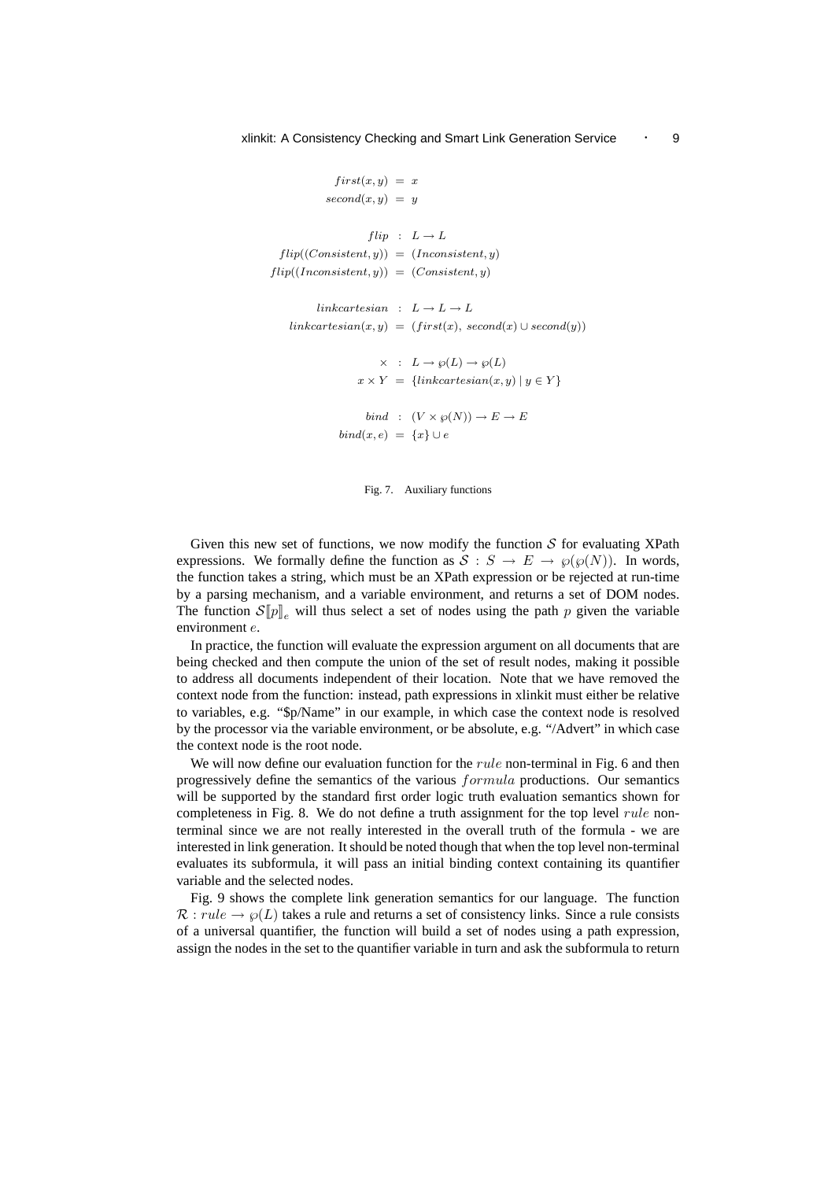$$
\begin{aligned}
first(x,y) &= x \\
second(x,y) &= y
\end{aligned}
$$

$$
\begin{aligned}
flip &: L \rightarrow L \\
flip((Consistent, y)) &= (Inconsistent, y) \\
flip((Inconsistent, y)) &= (Consistent, y)
\end{aligned}
$$

$$
\begin{aligned}
linkcartesian &: L \rightarrow L \rightarrow L \\
linkcartesian(x,y) &= (first(x),\ second(x) \cup second(y))
\end{aligned}
$$

$$
\begin{aligned}
\times &: L \rightarrow \wp(L) \rightarrow \wp(L) \\
x \times Y &= \{linkcartesian(x,y) \mid y \in Y\}
\end{aligned}
$$

$$
\begin{aligned}
bind &: (V \times \wp(N)) \rightarrow E \rightarrow E \\
bind(x,e) &= \{x\} \cup e
\end{aligned}
$$

Fig. 7. Auxiliary functions

Given this new set of functions, we now modify the function $\mathcal{S}$ for evaluating XPath expressions. We formally define the function as $\mathcal{S} : S \rightarrow E \rightarrow \wp(\wp(N))$. In words, the function takes a string, which must be an XPath expression or be rejected at run-time by a parsing mechanism, and a variable environment, and returns a set of DOM nodes. The function $\mathcal{S}[\![p]\!]_e$ will thus select a set of nodes using the path $p$ given the variable environment $e$.

In practice, the function will evaluate the expression argument on all documents that are being checked and then compute the union of the set of result nodes, making it possible to address all documents independent of their location. Note that we have removed the context node from the function: instead, path expressions in xlinkit must either be relative to variables, e.g. "$p/Name" in our example, in which case the context node is resolved by the processor via the variable environment, or be absolute, e.g. "/Advert" in which case the context node is the root node.

We will now define our evaluation function for the $rule$ non-terminal in Fig. 6 and then progressively define the semantics of the various $formula$ productions. Our semantics will be supported by the standard first order logic truth evaluation semantics shown for completeness in Fig. 8. We do not define a truth assignment for the top level $rule$ non-terminal since we are not really interested in the overall truth of the formula - we are interested in link generation. It should be noted though that when the top level non-terminal evaluates its subformula, it will pass an initial binding context containing its quantifier variable and the selected nodes.

Fig. 9 shows the complete link generation semantics for our language. The function $\mathcal{R} : rule \rightarrow \wp(L)$ takes a rule and returns a set of consistency links. Since a rule consists of a universal quantifier, the function will build a set of nodes using a path expression, assign the nodes in the set to the quantifier variable in turn and ask the subformula to return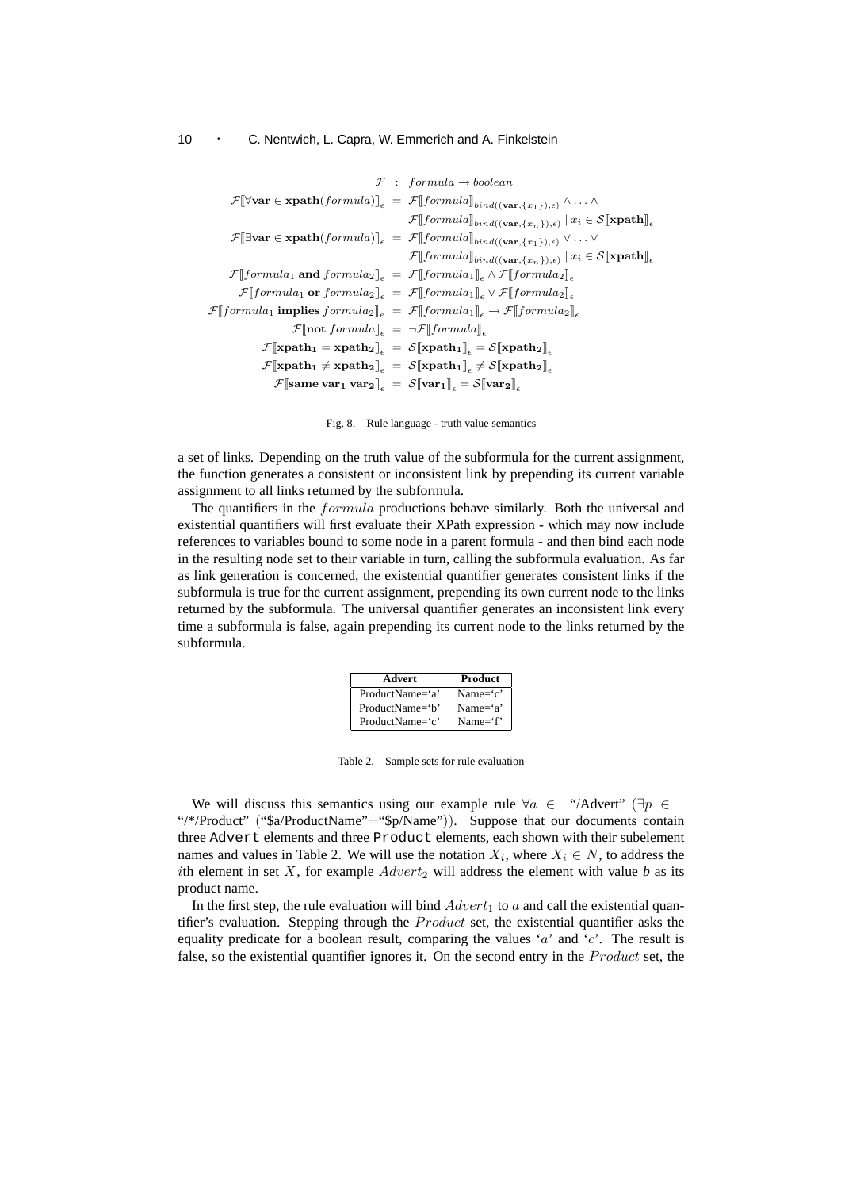$$
\begin{array}{rcl}
\mathcal{F} & : & formula \rightarrow boolean \\
\mathcal{F}[\![\forall \mathbf{var} \in \mathbf{xpath}(formula)]\!]_\epsilon & = & \mathcal{F}[\![formula]\!]_{bind((\mathbf{var},\{x_1\}),\epsilon)} \wedge \ldots \wedge \\
& & \mathcal{F}[\![formula]\!]_{bind((\mathbf{var},\{x_n\}),\epsilon)} \mid x_i \in \mathcal{S}[\![\mathbf{xpath}]\!]_\epsilon \\
\mathcal{F}[\![\exists \mathbf{var} \in \mathbf{xpath}(formula)]\!]_\epsilon & = & \mathcal{F}[\![formula]\!]_{bind((\mathbf{var},\{x_1\}),\epsilon)} \vee \ldots \vee \\
& & \mathcal{F}[\![formula]\!]_{bind((\mathbf{var},\{x_n\}),\epsilon)} \mid x_i \in \mathcal{S}[\![\mathbf{xpath}]\!]_\epsilon \\
\mathcal{F}[\![formula_1 \ \mathbf{and} \ formula_2]\!]_\epsilon & = & \mathcal{F}[\![formula_1]\!]_\epsilon \wedge \mathcal{F}[\![formula_2]\!]_\epsilon \\
\mathcal{F}[\![formula_1 \ \mathbf{or} \ formula_2]\!]_\epsilon & = & \mathcal{F}[\![formula_1]\!]_\epsilon \vee \mathcal{F}[\![formula_2]\!]_\epsilon \\
\mathcal{F}[\![formula_1 \ \mathbf{implies} \ formula_2]\!]_e & = & \mathcal{F}[\![formula_1]\!]_\epsilon \rightarrow \mathcal{F}[\![formula_2]\!]_\epsilon \\
\mathcal{F}[\![\mathbf{not} \ formula]\!]_\epsilon & = & \neg \mathcal{F}[\![formula]\!]_\epsilon \\
\mathcal{F}[\![\mathbf{xpath_1} = \mathbf{xpath_2}]\!]_\epsilon & = & \mathcal{S}[\![\mathbf{xpath_1}]\!]_\epsilon = \mathcal{S}[\![\mathbf{xpath_2}]\!]_\epsilon \\
\mathcal{F}[\![\mathbf{xpath_1} \neq \mathbf{xpath_2}]\!]_\epsilon & = & \mathcal{S}[\![\mathbf{xpath_1}]\!]_\epsilon \neq \mathcal{S}[\![\mathbf{xpath_2}]\!]_\epsilon \\
\mathcal{F}[\![\mathbf{same} \ \mathbf{var_1} \ \mathbf{var_2}]\!]_\epsilon & = & \mathcal{S}[\![\mathbf{var_1}]\!]_\epsilon = \mathcal{S}[\![\mathbf{var_2}]\!]_\epsilon
\end{array}
$$

Fig. 8. Rule language - truth value semantics

a set of links. Depending on the truth value of the subformula for the current assignment, the function generates a consistent or inconsistent link by prepending its current variable assignment to all links returned by the subformula.

The quantifiers in the $formula$ productions behave similarly. Both the universal and existential quantifiers will first evaluate their XPath expression - which may now include references to variables bound to some node in a parent formula - and then bind each node in the resulting node set to their variable in turn, calling the subformula evaluation. As far as link generation is concerned, the existential quantifier generates consistent links if the subformula is true for the current assignment, prepending its own current node to the links returned by the subformula. The universal quantifier generates an inconsistent link every time a subformula is false, again prepending its current node to the links returned by the subformula.

| Advert | Product |
|---|---|
| ProductName='a' | Name='c' |
| ProductName='b' | Name='a' |
| ProductName='c' | Name='f' |

Table 2. Sample sets for rule evaluation

We will discuss this semantics using our example rule $\forall a \in$ "/Advert" $(\exists p \in$ "/*/Product" ("$a/ProductName"="$p/Name")). Suppose that our documents contain three `Advert` elements and three `Product` elements, each shown with their subelement names and values in Table 2. We will use the notation $X_i$, where $X_i \in N$, to address the $i$th element in set $X$, for example $Advert_2$ will address the element with value *b* as its product name.

In the first step, the rule evaluation will bind $Advert_1$ to $a$ and call the existential quantifier's evaluation. Stepping through the $Product$ set, the existential quantifier asks the equality predicate for a boolean result, comparing the values '$a$' and '$c$'. The result is false, so the existential quantifier ignores it. On the second entry in the $Product$ set, the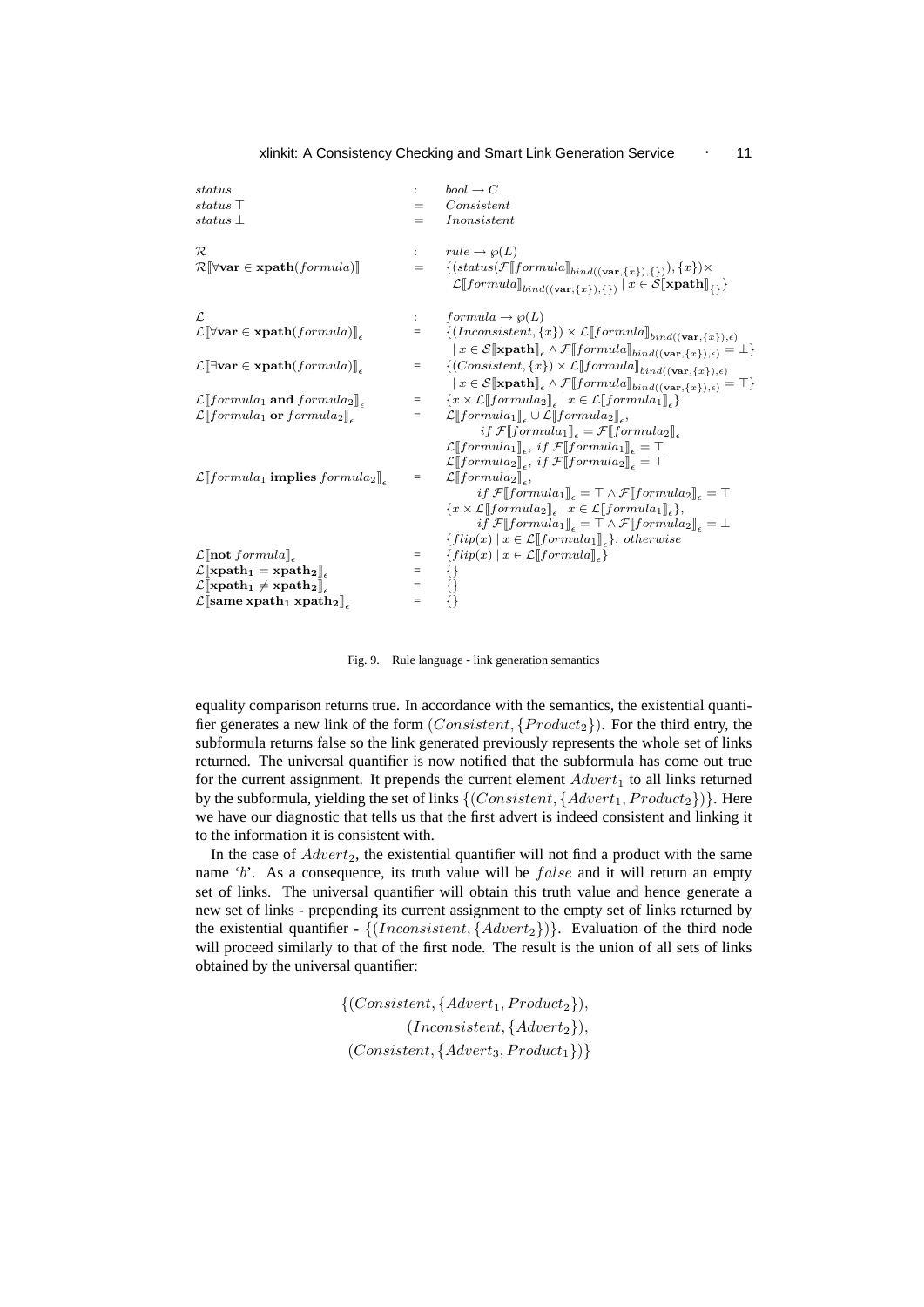$$
\begin{array}{lcl}
status & : & bool \rightarrow C \\
status\ \top & = & Consistent \\
status\ \bot & = & Inonsistent \\
\\
\mathcal{R} & : & rule \rightarrow \wp(L) \\
\mathcal{R}[\![\forall \mathbf{var} \in \mathbf{xpath}(formula)]\!] & = & \{(status(\mathcal{F}[\![formula]\!]_{bind((\mathbf{var},\{x\}),\{\})}),\{x\})\times \\
 & & \mathcal{L}[\![formula]\!]_{bind((\mathbf{var},\{x\}),\{\})} \mid x \in \mathcal{S}[\![\mathbf{xpath}]\!]_{\{\}}\} \\
\\
\mathcal{L} & : & formula \rightarrow \wp(L) \\
\mathcal{L}[\![\forall \mathbf{var} \in \mathbf{xpath}(formula)]\!]_{\epsilon} & = & \{(Inconsistent,\{x\}) \times \mathcal{L}[\![formula]\!]_{bind((\mathbf{var},\{x\}),\epsilon)} \\
 & & \mid x \in \mathcal{S}[\![\mathbf{xpath}]\!]_{\epsilon} \wedge \mathcal{F}[\![formula]\!]_{bind((\mathbf{var},\{x\}),\epsilon)} = \bot\} \\
\mathcal{L}[\![\exists \mathbf{var} \in \mathbf{xpath}(formula)]\!]_{\epsilon} & = & \{(Consistent,\{x\}) \times \mathcal{L}[\![formula]\!]_{bind((\mathbf{var},\{x\}),\epsilon)} \\
 & & \mid x \in \mathcal{S}[\![\mathbf{xpath}]\!]_{\epsilon} \wedge \mathcal{F}[\![formula]\!]_{bind((\mathbf{var},\{x\}),\epsilon)} = \top\} \\
\mathcal{L}[\![formula_1\ \mathbf{and}\ formula_2]\!]_{\epsilon} & = & \{x \times \mathcal{L}[\![formula_2]\!]_{\epsilon} \mid x \in \mathcal{L}[\![formula_1]\!]_{\epsilon}\} \\
\mathcal{L}[\![formula_1\ \mathbf{or}\ formula_2]\!]_{\epsilon} & = & \mathcal{L}[\![formula_1]\!]_{\epsilon} \cup \mathcal{L}[\![formula_2]\!]_{\epsilon}, \\
 & & \quad if\ \mathcal{F}[\![formula_1]\!]_{\epsilon} = \mathcal{F}[\![formula_2]\!]_{\epsilon} \\
 & & \mathcal{L}[\![formula_1]\!]_{\epsilon},\ if\ \mathcal{F}[\![formula_1]\!]_{\epsilon} = \top \\
 & & \mathcal{L}[\![formula_2]\!]_{\epsilon},\ if\ \mathcal{F}[\![formula_2]\!]_{\epsilon} = \top \\
\mathcal{L}[\![formula_1\ \mathbf{implies}\ formula_2]\!]_{\epsilon} & = & \mathcal{L}[\![formula_2]\!]_{\epsilon}, \\
 & & \quad if\ \mathcal{F}[\![formula_1]\!]_{\epsilon} = \top \wedge \mathcal{F}[\![formula_2]\!]_{\epsilon} = \top \\
 & & \{x \times \mathcal{L}[\![formula_2]\!]_{\epsilon} \mid x \in \mathcal{L}[\![formula_1]\!]_{\epsilon}\}, \\
 & & \quad if\ \mathcal{F}[\![formula_1]\!]_{\epsilon} = \top \wedge \mathcal{F}[\![formula_2]\!]_{\epsilon} = \bot \\
 & & \{flip(x) \mid x \in \mathcal{L}[\![formula_1]\!]_{\epsilon}\},\ otherwise \\
\mathcal{L}[\![\mathbf{not}\ formula]\!]_{\epsilon} & = & \{flip(x) \mid x \in \mathcal{L}[\![formula]\!]_{\epsilon}\} \\
\mathcal{L}[\![\mathbf{xpath_1} = \mathbf{xpath_2}]\!]_{\epsilon} & = & \{\} \\
\mathcal{L}[\![\mathbf{xpath_1} \neq \mathbf{xpath_2}]\!]_{\epsilon} & = & \{\} \\
\mathcal{L}[\![\mathbf{same}\ \mathbf{xpath_1}\ \mathbf{xpath_2}]\!]_{\epsilon} & = & \{\}
\end{array}
$$

Fig. 9. Rule language - link generation semantics

equality comparison returns true. In accordance with the semantics, the existential quantifier generates a new link of the form $(Consistent, \{Product_2\})$. For the third entry, the subformula returns false so the link generated previously represents the whole set of links returned. The universal quantifier is now notified that the subformula has come out true for the current assignment. It prepends the current element $Advert_1$ to all links returned by the subformula, yielding the set of links $\{(Consistent, \{Advert_1, Product_2\})\}$. Here we have our diagnostic that tells us that the first advert is indeed consistent and linking it to the information it is consistent with.

In the case of $Advert_2$, the existential quantifier will not find a product with the same name '$b$'. As a consequence, its truth value will be $false$ and it will return an empty set of links. The universal quantifier will obtain this truth value and hence generate a new set of links - prepending its current assignment to the empty set of links returned by the existential quantifier - $\{(Inconsistent, \{Advert_2\})\}$. Evaluation of the third node will proceed similarly to that of the first node. The result is the union of all sets of links obtained by the universal quantifier:

$$
\begin{array}{c}
\{(Consistent, \{Advert_1, Product_2\}), \\
(Inconsistent, \{Advert_2\}), \\
(Consistent, \{Advert_3, Product_1\})\}
\end{array}
$$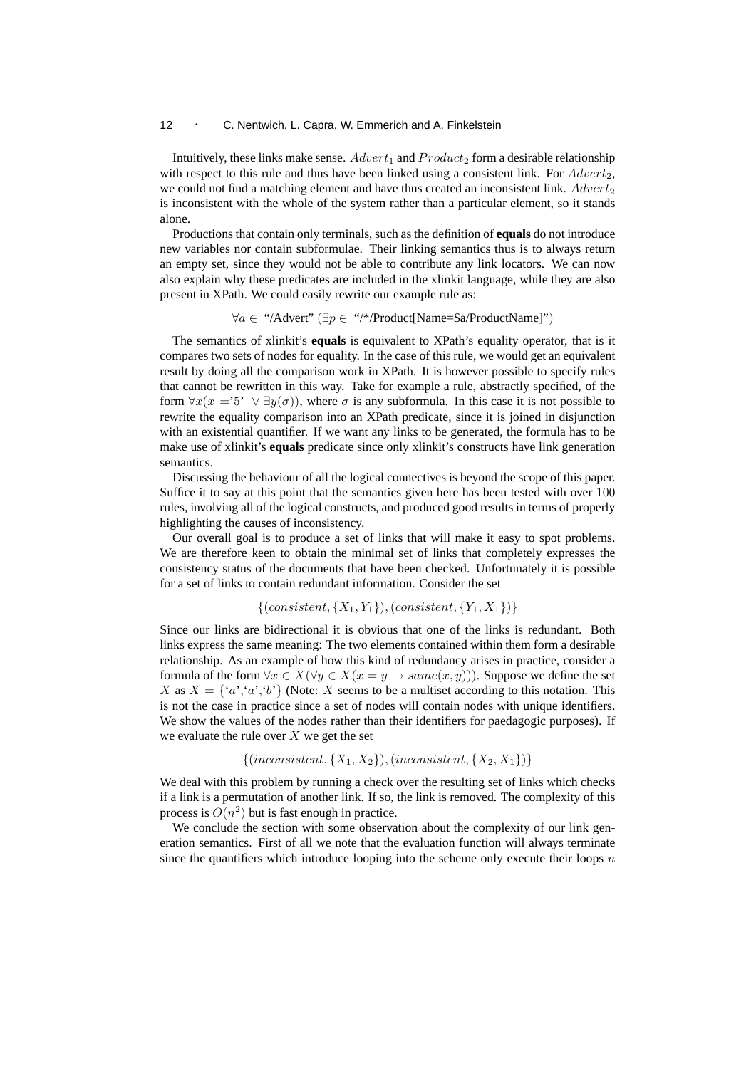Intuitively, these links make sense. $Advert_1$ and $Product_2$ form a desirable relationship with respect to this rule and thus have been linked using a consistent link. For $Advert_2$, we could not find a matching element and have thus created an inconsistent link. $Advert_2$ is inconsistent with the whole of the system rather than a particular element, so it stands alone.

Productions that contain only terminals, such as the definition of **equals** do not introduce new variables nor contain subformulae. Their linking semantics thus is to always return an empty set, since they would not be able to contribute any link locators. We can now also explain why these predicates are included in the xlinkit language, while they are also present in XPath. We could easily rewrite our example rule as:

$$\forall a \in \text{"/Advert"} \ (\exists p \in \text{"/*/Product[Name=\$a/ProductName]"})$$

The semantics of xlinkit's **equals** is equivalent to XPath's equality operator, that is it compares two sets of nodes for equality. In the case of this rule, we would get an equivalent result by doing all the comparison work in XPath. It is however possible to specify rules that cannot be rewritten in this way. Take for example a rule, abstractly specified, of the form $\forall x(x = \text{'5'} \ \vee \exists y(\sigma))$, where $\sigma$ is any subformula. In this case it is not possible to rewrite the equality comparison into an XPath predicate, since it is joined in disjunction with an existential quantifier. If we want any links to be generated, the formula has to be make use of xlinkit's **equals** predicate since only xlinkit's constructs have link generation semantics.

Discussing the behaviour of all the logical connectives is beyond the scope of this paper. Suffice it to say at this point that the semantics given here has been tested with over $100$ rules, involving all of the logical constructs, and produced good results in terms of properly highlighting the causes of inconsistency.

Our overall goal is to produce a set of links that will make it easy to spot problems. We are therefore keen to obtain the minimal set of links that completely expresses the consistency status of the documents that have been checked. Unfortunately it is possible for a set of links to contain redundant information. Consider the set

$$\{(consistent, \{X_1, Y_1\}), (consistent, \{Y_1, X_1\})\}$$

Since our links are bidirectional it is obvious that one of the links is redundant. Both links express the same meaning: The two elements contained within them form a desirable relationship. As an example of how this kind of redundancy arises in practice, consider a formula of the form $\forall x \in X(\forall y \in X(x = y \rightarrow same(x, y)))$. Suppose we define the set $X$ as $X = \{\text{'}a\text{'}, \text{'}a\text{'}, \text{'}b\text{'}\}$ (Note: $X$ seems to be a multiset according to this notation. This is not the case in practice since a set of nodes will contain nodes with unique identifiers. We show the values of the nodes rather than their identifiers for paedagogic purposes). If we evaluate the rule over $X$ we get the set

$$\{(inconsistent, \{X_1, X_2\}), (inconsistent, \{X_2, X_1\})\}$$

We deal with this problem by running a check over the resulting set of links which checks if a link is a permutation of another link. If so, the link is removed. The complexity of this process is $O(n^2)$ but is fast enough in practice.

We conclude the section with some observation about the complexity of our link generation semantics. First of all we note that the evaluation function will always terminate since the quantifiers which introduce looping into the scheme only execute their loops $n$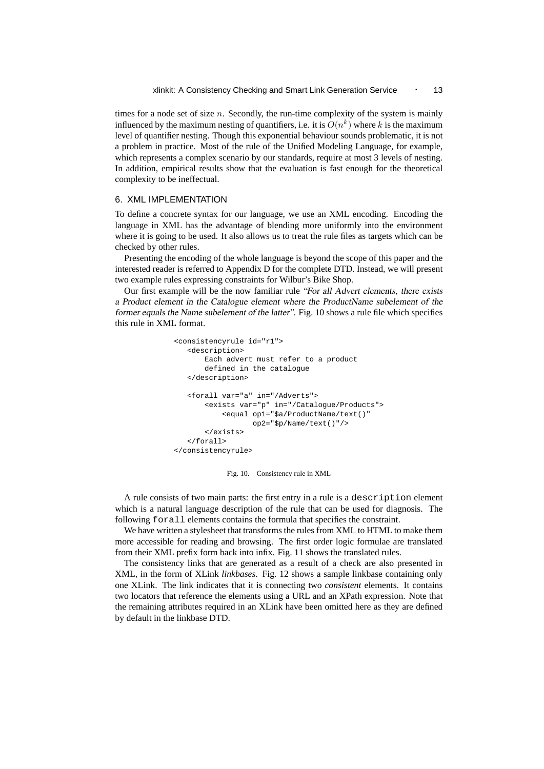times for a node set of size $n$. Secondly, the run-time complexity of the system is mainly influenced by the maximum nesting of quantifiers, i.e. it is $O(n^k)$ where $k$ is the maximum level of quantifier nesting. Though this exponential behaviour sounds problematic, it is not a problem in practice. Most of the rule of the Unified Modeling Language, for example, which represents a complex scenario by our standards, require at most 3 levels of nesting. In addition, empirical results show that the evaluation is fast enough for the theoretical complexity to be ineffectual.

## 6. XML IMPLEMENTATION

To define a concrete syntax for our language, we use an XML encoding. Encoding the language in XML has the advantage of blending more uniformly into the environment where it is going to be used. It also allows us to treat the rule files as targets which can be checked by other rules.

Presenting the encoding of the whole language is beyond the scope of this paper and the interested reader is referred to Appendix D for the complete DTD. Instead, we will present two example rules expressing constraints for Wilbur's Bike Shop.

Our first example will be the now familiar rule "*For all Advert elements, there exists a Product element in the Catalogue element where the ProductName subelement of the former equals the Name subelement of the latter*". Fig. 10 shows a rule file which specifies this rule in XML format.

```
<consistencyrule id="r1">
   <description>
       Each advert must refer to a product
       defined in the catalogue
   </description>

   <forall var="a" in="/Adverts">
       <exists var="p" in="/Catalogue/Products">
           <equal op1="$a/ProductName/text()"
                  op2="$p/Name/text()"/>
       </exists>
   </forall>
</consistencyrule>
```

Fig. 10. Consistency rule in XML

A rule consists of two main parts: the first entry in a rule is a `description` element which is a natural language description of the rule that can be used for diagnosis. The following `forall` elements contains the formula that specifies the constraint.

We have written a stylesheet that transforms the rules from XML to HTML to make them more accessible for reading and browsing. The first order logic formulae are translated from their XML prefix form back into infix. Fig. 11 shows the translated rules.

The consistency links that are generated as a result of a check are also presented in XML, in the form of XLink *linkbases*. Fig. 12 shows a sample linkbase containing only one XLink. The link indicates that it is connecting two *consistent* elements. It contains two locators that reference the elements using a URL and an XPath expression. Note that the remaining attributes required in an XLink have been omitted here as they are defined by default in the linkbase DTD.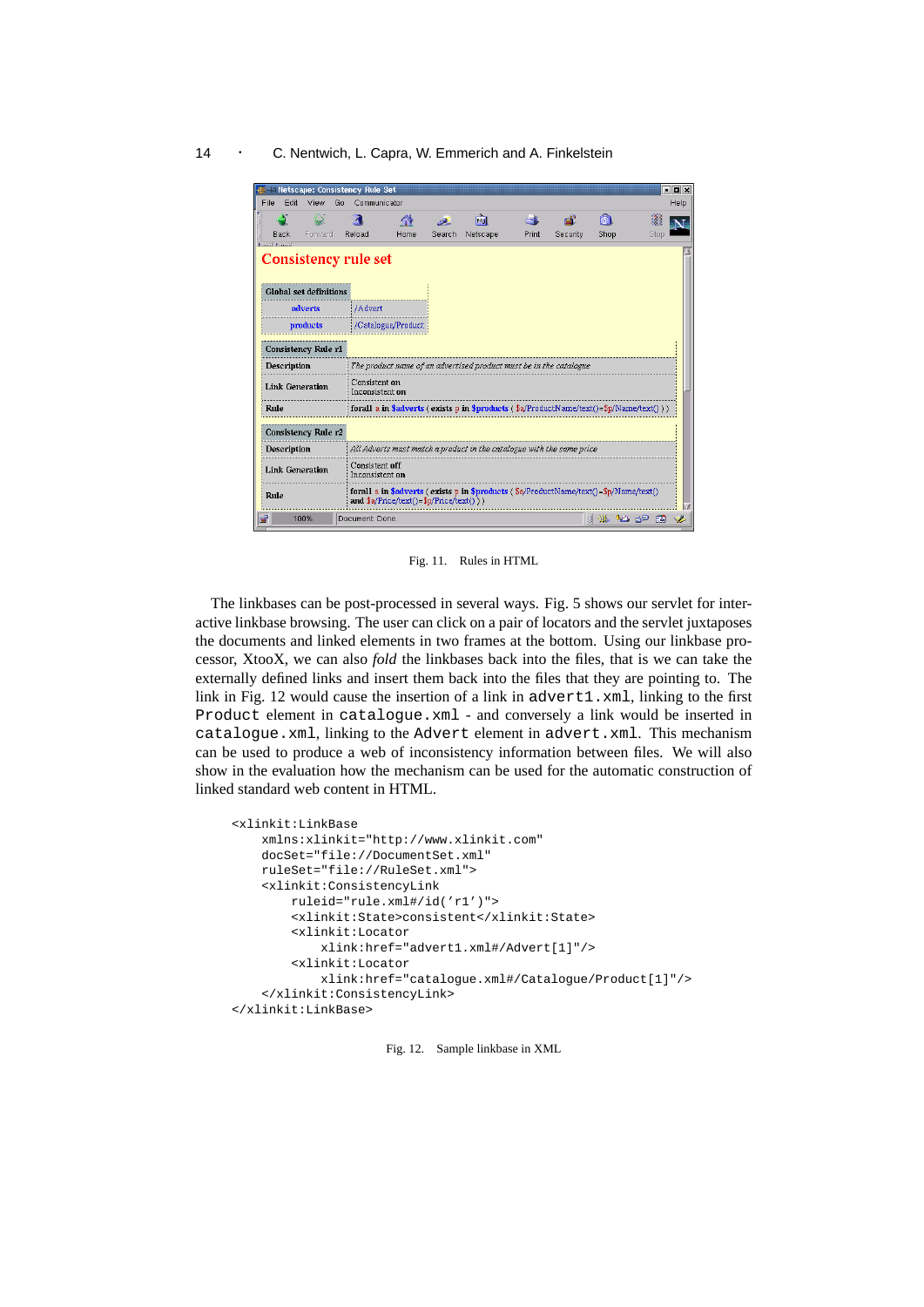Fig. 11. Rules in HTML

The linkbases can be post-processed in several ways. Fig. 5 shows our servlet for interactive linkbase browsing. The user can click on a pair of locators and the servlet juxtaposes the documents and linked elements in two frames at the bottom. Using our linkbase processor, XtooX, we can also *fold* the linkbases back into the files, that is we can take the externally defined links and insert them back into the files that they are pointing to. The link in Fig. 12 would cause the insertion of a link in `advert1.xml`, linking to the first `Product` element in `catalogue.xml` - and conversely a link would be inserted in `catalogue.xml`, linking to the `Advert` element in `advert.xml`. This mechanism can be used to produce a web of inconsistency information between files. We will also show in the evaluation how the mechanism can be used for the automatic construction of linked standard web content in HTML.

```
<xlinkit:LinkBase
    xmlns:xlinkit="http://www.xlinkit.com"
    docSet="file://DocumentSet.xml"
    ruleSet="file://RuleSet.xml">
    <xlinkit:ConsistencyLink
        ruleid="rule.xml#/id('r1')">
        <xlinkit:State>consistent</xlinkit:State>
        <xlinkit:Locator
            xlink:href="advert1.xml#/Advert[1]"/>
        <xlinkit:Locator
            xlink:href="catalogue.xml#/Catalogue/Product[1]"/>
    </xlinkit:ConsistencyLink>
</xlinkit:LinkBase>
```

Fig. 12. Sample linkbase in XML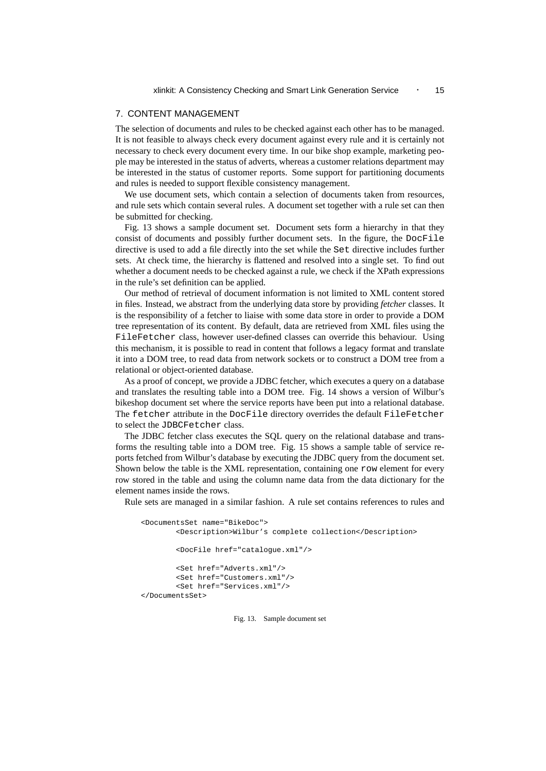## 7. CONTENT MANAGEMENT

The selection of documents and rules to be checked against each other has to be managed. It is not feasible to always check every document against every rule and it is certainly not necessary to check every document every time. In our bike shop example, marketing people may be interested in the status of adverts, whereas a customer relations department may be interested in the status of customer reports. Some support for partitioning documents and rules is needed to support flexible consistency management.

We use document sets, which contain a selection of documents taken from resources, and rule sets which contain several rules. A document set together with a rule set can then be submitted for checking.

Fig. 13 shows a sample document set. Document sets form a hierarchy in that they consist of documents and possibly further document sets. In the figure, the `DocFile` directive is used to add a file directly into the set while the `Set` directive includes further sets. At check time, the hierarchy is flattened and resolved into a single set. To find out whether a document needs to be checked against a rule, we check if the XPath expressions in the rule's set definition can be applied.

Our method of retrieval of document information is not limited to XML content stored in files. Instead, we abstract from the underlying data store by providing *fetcher* classes. It is the responsibility of a fetcher to liaise with some data store in order to provide a DOM tree representation of its content. By default, data are retrieved from XML files using the `FileFetcher` class, however user-defined classes can override this behaviour. Using this mechanism, it is possible to read in content that follows a legacy format and translate it into a DOM tree, to read data from network sockets or to construct a DOM tree from a relational or object-oriented database.

As a proof of concept, we provide a JDBC fetcher, which executes a query on a database and translates the resulting table into a DOM tree. Fig. 14 shows a version of Wilbur's bikeshop document set where the service reports have been put into a relational database. The `fetcher` attribute in the `DocFile` directory overrides the default `FileFetcher` to select the `JDBCFetcher` class.

The JDBC fetcher class executes the SQL query on the relational database and transforms the resulting table into a DOM tree. Fig. 15 shows a sample table of service reports fetched from Wilbur's database by executing the JDBC query from the document set. Shown below the table is the XML representation, containing one `row` element for every row stored in the table and using the column name data from the data dictionary for the element names inside the rows.

Rule sets are managed in a similar fashion. A rule set contains references to rules and

```
<DocumentsSet name="BikeDoc">
        <Description>Wilbur's complete collection</Description>

        <DocFile href="catalogue.xml"/>

        <Set href="Adverts.xml"/>
        <Set href="Customers.xml"/>
        <Set href="Services.xml"/>
</DocumentsSet>
```

Fig. 13. Sample document set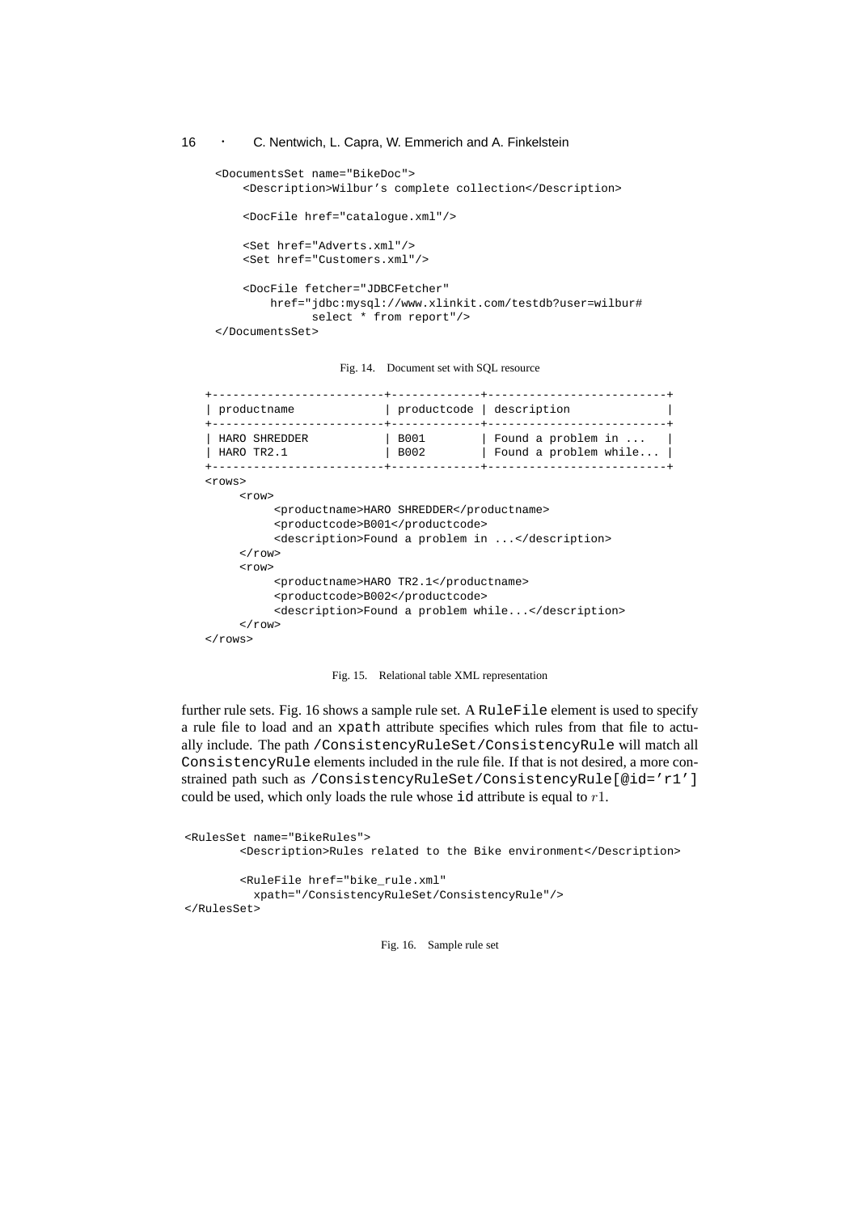```
<DocumentsSet name="BikeDoc">
    <Description>Wilbur's complete collection</Description>

    <DocFile href="catalogue.xml"/>

    <Set href="Adverts.xml"/>
    <Set href="Customers.xml"/>

    <DocFile fetcher="JDBCFetcher"
        href="jdbc:mysql://www.xlinkit.com/testdb?user=wilbur#
              select * from report"/>
</DocumentsSet>
```

Fig. 14. Document set with SQL resource

```
+-------------------------+-------------+--------------------------+
| productname             | productcode | description              |
+-------------------------+-------------+--------------------------+
| HARO SHREDDER           | B001        | Found a problem in ...   |
| HARO TR2.1              | B002        | Found a problem while... |
+-------------------------+-------------+--------------------------+
<rows>
    <row>
        <productname>HARO SHREDDER</productname>
        <productcode>B001</productcode>
        <description>Found a problem in ...</description>
    </row>
    <row>
        <productname>HARO TR2.1</productname>
        <productcode>B002</productcode>
        <description>Found a problem while...</description>
    </row>
</rows>
```

Fig. 15. Relational table XML representation

further rule sets. Fig. 16 shows a sample rule set. A `RuleFile` element is used to specify a rule file to load and an `xpath` attribute specifies which rules from that file to actually include. The path `/ConsistencyRuleSet/ConsistencyRule` will match all `ConsistencyRule` elements included in the rule file. If that is not desired, a more constrained path such as `/ConsistencyRuleSet/ConsistencyRule[@id='r1']` could be used, which only loads the rule whose `id` attribute is equal to $r1$.

```
<RulesSet name="BikeRules">
        <Description>Rules related to the Bike environment</Description>

        <RuleFile href="bike_rule.xml"
          xpath="/ConsistencyRuleSet/ConsistencyRule"/>
</RulesSet>
```

Fig. 16. Sample rule set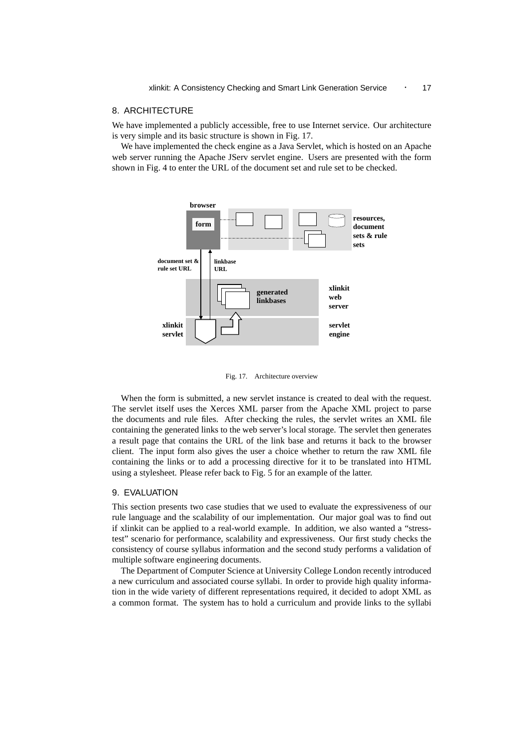## 8. ARCHITECTURE

We have implemented a publicly accessible, free to use Internet service. Our architecture is very simple and its basic structure is shown in Fig. 17.

We have implemented the check engine as a Java Servlet, which is hosted on an Apache web server running the Apache JServ servlet engine. Users are presented with the form shown in Fig. 4 to enter the URL of the document set and rule set to be checked.

browser

form

resources, document sets & rule sets

document set & rule set URL

linkbase URL

generated linkbases

xlinkit web server

xlinkit servlet

servlet engine

Fig. 17. Architecture overview

When the form is submitted, a new servlet instance is created to deal with the request. The servlet itself uses the Xerces XML parser from the Apache XML project to parse the documents and rule files. After checking the rules, the servlet writes an XML file containing the generated links to the web server's local storage. The servlet then generates a result page that contains the URL of the link base and returns it back to the browser client. The input form also gives the user a choice whether to return the raw XML file containing the links or to add a processing directive for it to be translated into HTML using a stylesheet. Please refer back to Fig. 5 for an example of the latter.

## 9. EVALUATION

This section presents two case studies that we used to evaluate the expressiveness of our rule language and the scalability of our implementation. Our major goal was to find out if xlinkit can be applied to a real-world example. In addition, we also wanted a "stress-test" scenario for performance, scalability and expressiveness. Our first study checks the consistency of course syllabus information and the second study performs a validation of multiple software engineering documents.

The Department of Computer Science at University College London recently introduced a new curriculum and associated course syllabi. In order to provide high quality information in the wide variety of different representations required, it decided to adopt XML as a common format. The system has to hold a curriculum and provide links to the syllabi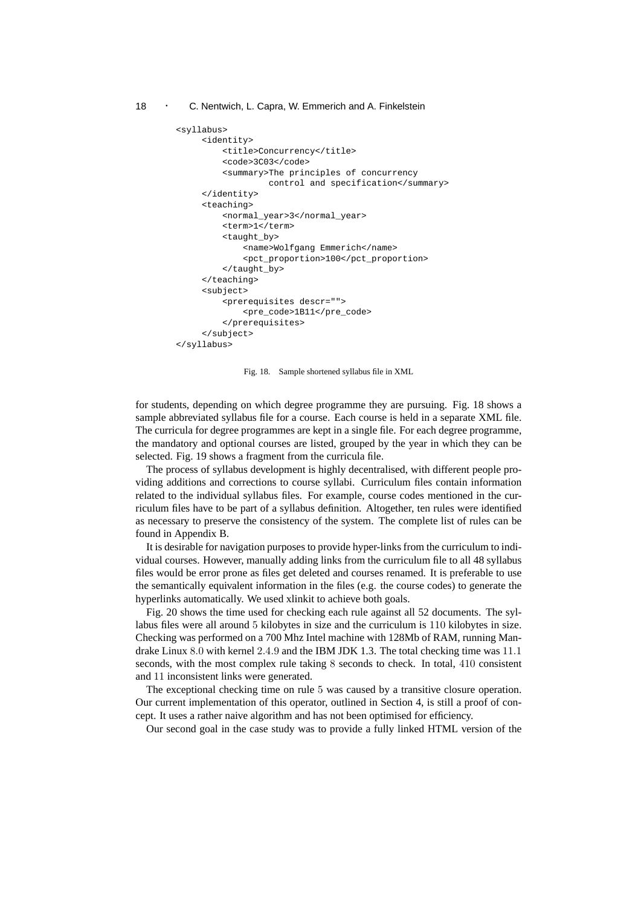```
<syllabus>
    <identity>
        <title>Concurrency</title>
        <code>3C03</code>
        <summary>The principles of concurrency
                control and specification</summary>
    </identity>
    <teaching>
        <normal_year>3</normal_year>
        <term>1</term>
        <taught_by>
            <name>Wolfgang Emmerich</name>
            <pct_proportion>100</pct_proportion>
        </taught_by>
    </teaching>
    <subject>
        <prerequisites descr="">
            <pre_code>1B11</pre_code>
        </prerequisites>
    </subject>
</syllabus>
```

Fig. 18. Sample shortened syllabus file in XML

for students, depending on which degree programme they are pursuing. Fig. 18 shows a sample abbreviated syllabus file for a course. Each course is held in a separate XML file. The curricula for degree programmes are kept in a single file. For each degree programme, the mandatory and optional courses are listed, grouped by the year in which they can be selected. Fig. 19 shows a fragment from the curricula file.

The process of syllabus development is highly decentralised, with different people providing additions and corrections to course syllabi. Curriculum files contain information related to the individual syllabus files. For example, course codes mentioned in the curriculum files have to be part of a syllabus definition. Altogether, ten rules were identified as necessary to preserve the consistency of the system. The complete list of rules can be found in Appendix B.

It is desirable for navigation purposes to provide hyper-links from the curriculum to individual courses. However, manually adding links from the curriculum file to all 48 syllabus files would be error prone as files get deleted and courses renamed. It is preferable to use the semantically equivalent information in the files (e.g. the course codes) to generate the hyperlinks automatically. We used xlinkit to achieve both goals.

Fig. 20 shows the time used for checking each rule against all 52 documents. The syllabus files were all around 5 kilobytes in size and the curriculum is 110 kilobytes in size. Checking was performed on a 700 Mhz Intel machine with 128Mb of RAM, running Mandrake Linux 8.0 with kernel 2.4.9 and the IBM JDK 1.3. The total checking time was 11.1 seconds, with the most complex rule taking 8 seconds to check. In total, 410 consistent and 11 inconsistent links were generated.

The exceptional checking time on rule 5 was caused by a transitive closure operation. Our current implementation of this operator, outlined in Section 4, is still a proof of concept. It uses a rather naive algorithm and has not been optimised for efficiency.

Our second goal in the case study was to provide a fully linked HTML version of the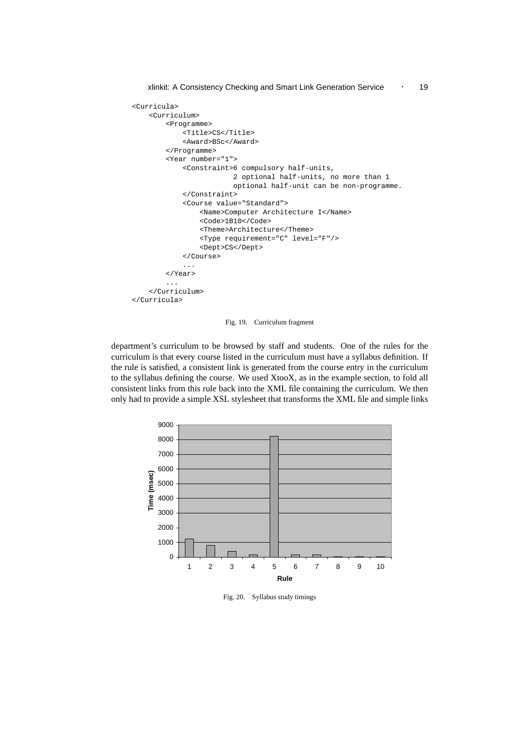```
<Curricula>
    <Curriculum>
        <Programme>
            <Title>CS</Title>
            <Award>BSc</Award>
        </Programme>
        <Year number="1">
            <Constraint>6 compulsory half-units,
                        2 optional half-units, no more than 1
                        optional half-unit can be non-programme.
            </Constraint>
            <Course value="Standard">
                <Name>Computer Architecture I</Name>
                <Code>1B10</Code>
                <Theme>Architecture</Theme>
                <Type requirement="C" level="F"/>
                <Dept>CS</Dept>
            </Course>
            ...
        </Year>
        ...
    </Curriculum>
</Curricula>
```

Fig. 19. Curriculum fragment

department's curriculum to be browsed by staff and students. One of the rules for the curriculum is that every course listed in the curriculum must have a syllabus definition. If the rule is satisfied, a consistent link is generated from the course entry in the curriculum to the syllabus defining the course. We used XtooX, as in the example section, to fold all consistent links from this rule back into the XML file containing the curriculum. We then only had to provide a simple XSL stylesheet that transforms the XML file and simple links

Time (msec)
9000
8000
7000
6000
5000
4000
3000
2000
1000
0
1 2 3 4 5 6 7 8 9 10
Rule

Fig. 20. Syllabus study timings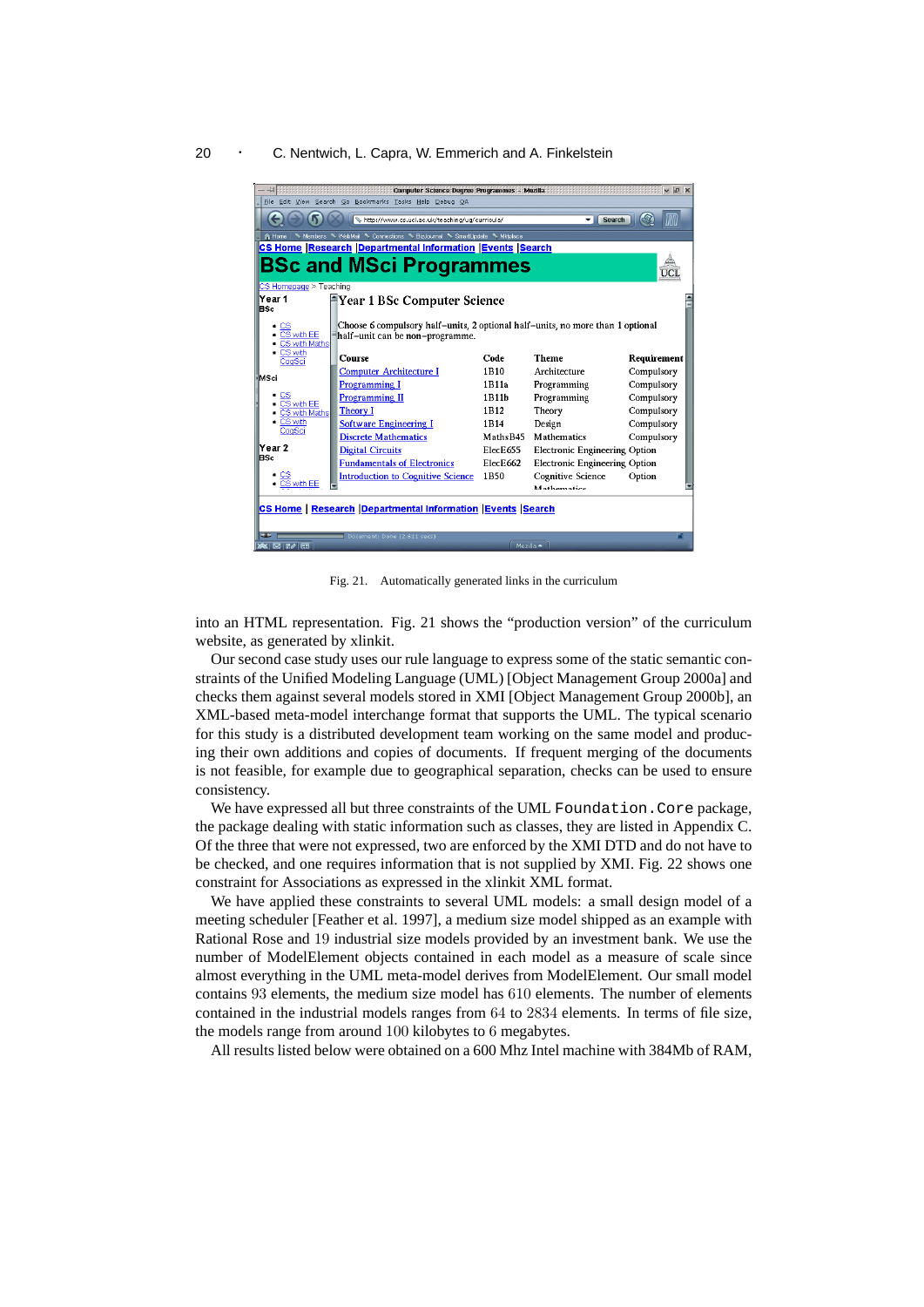Fig. 21. Automatically generated links in the curriculum

into an HTML representation. Fig. 21 shows the "production version" of the curriculum website, as generated by xlinkit.

Our second case study uses our rule language to express some of the static semantic constraints of the Unified Modeling Language (UML) [Object Management Group 2000a] and checks them against several models stored in XMI [Object Management Group 2000b], an XML-based meta-model interchange format that supports the UML. The typical scenario for this study is a distributed development team working on the same model and producing their own additions and copies of documents. If frequent merging of the documents is not feasible, for example due to geographical separation, checks can be used to ensure consistency.

We have expressed all but three constraints of the UML `Foundation.Core` package, the package dealing with static information such as classes, they are listed in Appendix C. Of the three that were not expressed, two are enforced by the XMI DTD and do not have to be checked, and one requires information that is not supplied by XMI. Fig. 22 shows one constraint for Associations as expressed in the xlinkit XML format.

We have applied these constraints to several UML models: a small design model of a meeting scheduler [Feather et al. 1997], a medium size model shipped as an example with Rational Rose and 19 industrial size models provided by an investment bank. We use the number of ModelElement objects contained in each model as a measure of scale since almost everything in the UML meta-model derives from ModelElement. Our small model contains 93 elements, the medium size model has 610 elements. The number of elements contained in the industrial models ranges from 64 to 2834 elements. In terms of file size, the models range from around 100 kilobytes to 6 megabytes.

All results listed below were obtained on a 600 Mhz Intel machine with 384Mb of RAM,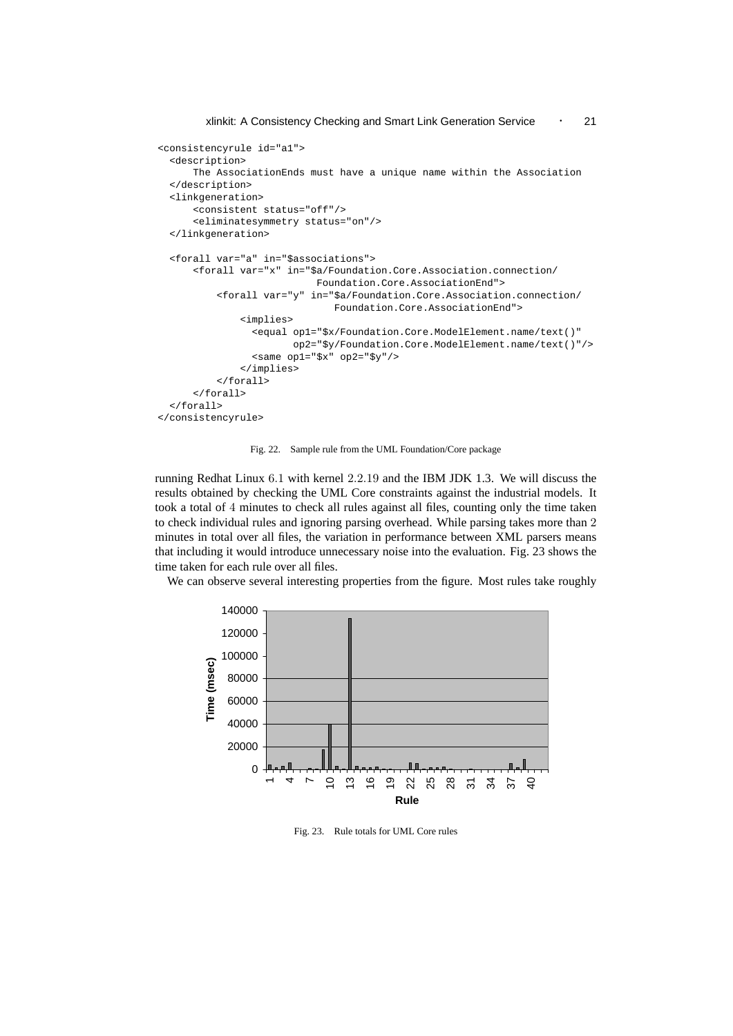```
<consistencyrule id="a1">
  <description>
      The AssociationEnds must have a unique name within the Association
  </description>
  <linkgeneration>
      <consistent status="off"/>
      <eliminatesymmetry status="on"/>
  </linkgeneration>

  <forall var="a" in="$associations">
      <forall var="x" in="$a/Foundation.Core.Association.connection/
                          Foundation.Core.AssociationEnd">
          <forall var="y" in="$a/Foundation.Core.Association.connection/
                              Foundation.Core.AssociationEnd">
              <implies>
                <equal op1="$x/Foundation.Core.ModelElement.name/text()"
                       op2="$y/Foundation.Core.ModelElement.name/text()"/>
                <same op1="$x" op2="$y"/>
              </implies>
          </forall>
      </forall>
  </forall>
</consistencyrule>
```

Fig. 22. Sample rule from the UML Foundation/Core package

running Redhat Linux 6.1 with kernel 2.2.19 and the IBM JDK 1.3. We will discuss the results obtained by checking the UML Core constraints against the industrial models. It took a total of 4 minutes to check all rules against all files, counting only the time taken to check individual rules and ignoring parsing overhead. While parsing takes more than 2 minutes in total over all files, the variation in performance between XML parsers means that including it would introduce unnecessary noise into the evaluation. Fig. 23 shows the time taken for each rule over all files.

We can observe several interesting properties from the figure. Most rules take roughly

Time (msec)

140000
120000
100000
80000
60000
40000
20000
0

1 4 7 10 13 16 19 22 25 28 31 34 37 40

Rule

Fig. 23. Rule totals for UML Core rules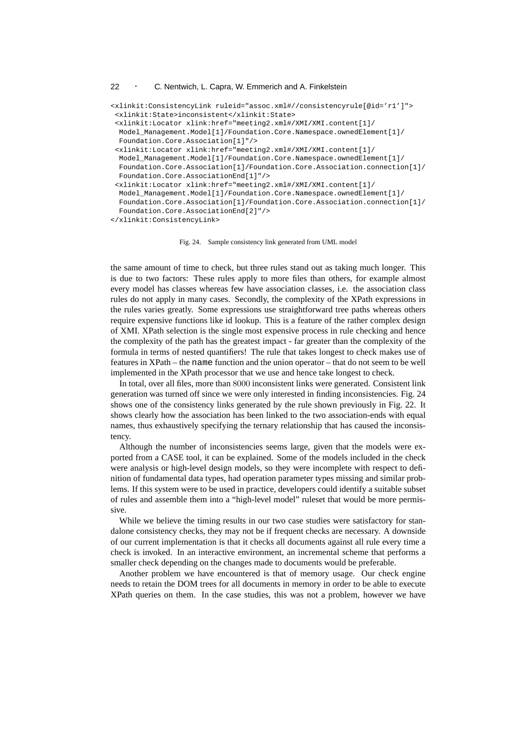```
<xlinkit:ConsistencyLink ruleid="assoc.xml#//consistencyrule[@id='r1']">
 <xlinkit:State>inconsistent</xlinkit:State>
 <xlinkit:Locator xlink:href="meeting2.xml#/XMI/XMI.content[1]/
  Model_Management.Model[1]/Foundation.Core.Namespace.ownedElement[1]/
  Foundation.Core.Association[1]"/>
 <xlinkit:Locator xlink:href="meeting2.xml#/XMI/XMI.content[1]/
  Model_Management.Model[1]/Foundation.Core.Namespace.ownedElement[1]/
  Foundation.Core.Association[1]/Foundation.Core.Association.connection[1]/
  Foundation.Core.AssociationEnd[1]"/>
 <xlinkit:Locator xlink:href="meeting2.xml#/XMI/XMI.content[1]/
  Model_Management.Model[1]/Foundation.Core.Namespace.ownedElement[1]/
  Foundation.Core.Association[1]/Foundation.Core.Association.connection[1]/
  Foundation.Core.AssociationEnd[2]"/>
</xlinkit:ConsistencyLink>
```

Fig. 24. Sample consistency link generated from UML model

the same amount of time to check, but three rules stand out as taking much longer. This is due to two factors: These rules apply to more files than others, for example almost every model has classes whereas few have association classes, i.e. the association class rules do not apply in many cases. Secondly, the complexity of the XPath expressions in the rules varies greatly. Some expressions use straightforward tree paths whereas others require expensive functions like id lookup. This is a feature of the rather complex design of XMI. XPath selection is the single most expensive process in rule checking and hence the complexity of the path has the greatest impact - far greater than the complexity of the formula in terms of nested quantifiers! The rule that takes longest to check makes use of features in XPath – the `name` function and the union operator – that do not seem to be well implemented in the XPath processor that we use and hence take longest to check.

In total, over all files, more than 8000 inconsistent links were generated. Consistent link generation was turned off since we were only interested in finding inconsistencies. Fig. 24 shows one of the consistency links generated by the rule shown previously in Fig. 22. It shows clearly how the association has been linked to the two association-ends with equal names, thus exhaustively specifying the ternary relationship that has caused the inconsistency.

Although the number of inconsistencies seems large, given that the models were exported from a CASE tool, it can be explained. Some of the models included in the check were analysis or high-level design models, so they were incomplete with respect to definition of fundamental data types, had operation parameter types missing and similar problems. If this system were to be used in practice, developers could identify a suitable subset of rules and assemble them into a "high-level model" ruleset that would be more permissive.

While we believe the timing results in our two case studies were satisfactory for standalone consistency checks, they may not be if frequent checks are necessary. A downside of our current implementation is that it checks all documents against all rule every time a check is invoked. In an interactive environment, an incremental scheme that performs a smaller check depending on the changes made to documents would be preferable.

Another problem we have encountered is that of memory usage. Our check engine needs to retain the DOM trees for all documents in memory in order to be able to execute XPath queries on them. In the case studies, this was not a problem, however we have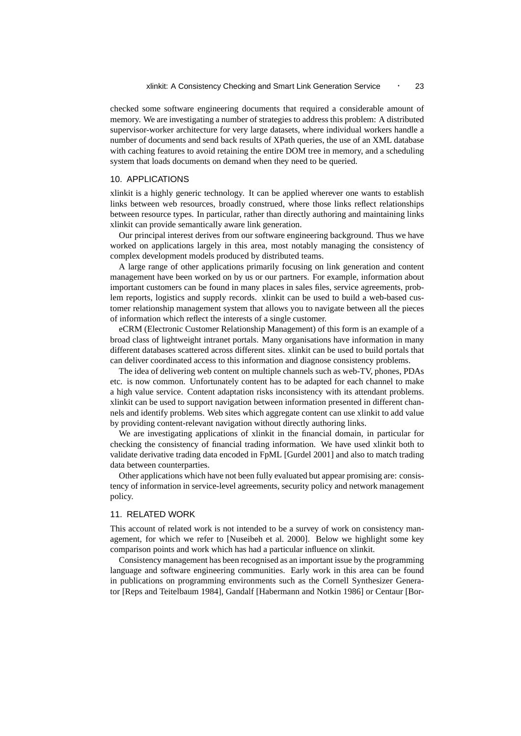checked some software engineering documents that required a considerable amount of memory. We are investigating a number of strategies to address this problem: A distributed supervisor-worker architecture for very large datasets, where individual workers handle a number of documents and send back results of XPath queries, the use of an XML database with caching features to avoid retaining the entire DOM tree in memory, and a scheduling system that loads documents on demand when they need to be queried.

## 10. APPLICATIONS

xlinkit is a highly generic technology. It can be applied wherever one wants to establish links between web resources, broadly construed, where those links reflect relationships between resource types. In particular, rather than directly authoring and maintaining links xlinkit can provide semantically aware link generation.

Our principal interest derives from our software engineering background. Thus we have worked on applications largely in this area, most notably managing the consistency of complex development models produced by distributed teams.

A large range of other applications primarily focusing on link generation and content management have been worked on by us or our partners. For example, information about important customers can be found in many places in sales files, service agreements, problem reports, logistics and supply records. xlinkit can be used to build a web-based customer relationship management system that allows you to navigate between all the pieces of information which reflect the interests of a single customer.

eCRM (Electronic Customer Relationship Management) of this form is an example of a broad class of lightweight intranet portals. Many organisations have information in many different databases scattered across different sites. xlinkit can be used to build portals that can deliver coordinated access to this information and diagnose consistency problems.

The idea of delivering web content on multiple channels such as web-TV, phones, PDAs etc. is now common. Unfortunately content has to be adapted for each channel to make a high value service. Content adaptation risks inconsistency with its attendant problems. xlinkit can be used to support navigation between information presented in different channels and identify problems. Web sites which aggregate content can use xlinkit to add value by providing content-relevant navigation without directly authoring links.

We are investigating applications of xlinkit in the financial domain, in particular for checking the consistency of financial trading information. We have used xlinkit both to validate derivative trading data encoded in FpML [Gurdel 2001] and also to match trading data between counterparties.

Other applications which have not been fully evaluated but appear promising are: consistency of information in service-level agreements, security policy and network management policy.

## 11. RELATED WORK

This account of related work is not intended to be a survey of work on consistency management, for which we refer to [Nuseibeh et al. 2000]. Below we highlight some key comparison points and work which has had a particular influence on xlinkit.

Consistency management has been recognised as an important issue by the programming language and software engineering communities. Early work in this area can be found in publications on programming environments such as the Cornell Synthesizer Generator [Reps and Teitelbaum 1984], Gandalf [Habermann and Notkin 1986] or Centaur [Bor-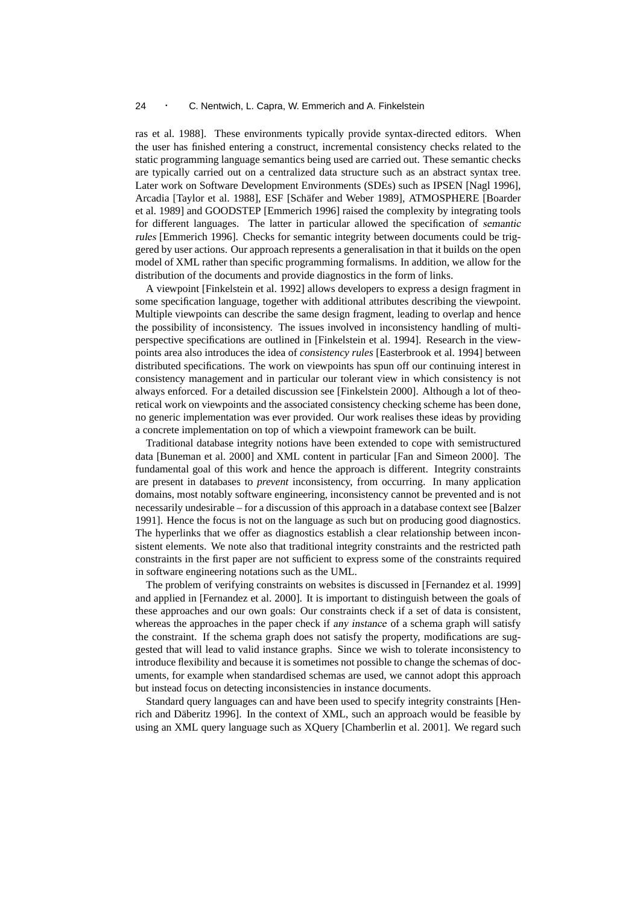ras et al. 1988]. These environments typically provide syntax-directed editors. When the user has finished entering a construct, incremental consistency checks related to the static programming language semantics being used are carried out. These semantic checks are typically carried out on a centralized data structure such as an abstract syntax tree. Later work on Software Development Environments (SDEs) such as IPSEN [Nagl 1996], Arcadia [Taylor et al. 1988], ESF [Schäfer and Weber 1989], ATMOSPHERE [Boarder et al. 1989] and GOODSTEP [Emmerich 1996] raised the complexity by integrating tools for different languages. The latter in particular allowed the specification of *semantic rules* [Emmerich 1996]. Checks for semantic integrity between documents could be triggered by user actions. Our approach represents a generalisation in that it builds on the open model of XML rather than specific programming formalisms. In addition, we allow for the distribution of the documents and provide diagnostics in the form of links.

A viewpoint [Finkelstein et al. 1992] allows developers to express a design fragment in some specification language, together with additional attributes describing the viewpoint. Multiple viewpoints can describe the same design fragment, leading to overlap and hence the possibility of inconsistency. The issues involved in inconsistency handling of multi-perspective specifications are outlined in [Finkelstein et al. 1994]. Research in the viewpoints area also introduces the idea of *consistency rules* [Easterbrook et al. 1994] between distributed specifications. The work on viewpoints has spun off our continuing interest in consistency management and in particular our tolerant view in which consistency is not always enforced. For a detailed discussion see [Finkelstein 2000]. Although a lot of theoretical work on viewpoints and the associated consistency checking scheme has been done, no generic implementation was ever provided. Our work realises these ideas by providing a concrete implementation on top of which a viewpoint framework can be built.

Traditional database integrity notions have been extended to cope with semistructured data [Buneman et al. 2000] and XML content in particular [Fan and Simeon 2000]. The fundamental goal of this work and hence the approach is different. Integrity constraints are present in databases to *prevent* inconsistency, from occurring. In many application domains, most notably software engineering, inconsistency cannot be prevented and is not necessarily undesirable – for a discussion of this approach in a database context see [Balzer 1991]. Hence the focus is not on the language as such but on producing good diagnostics. The hyperlinks that we offer as diagnostics establish a clear relationship between inconsistent elements. We note also that traditional integrity constraints and the restricted path constraints in the first paper are not sufficient to express some of the constraints required in software engineering notations such as the UML.

The problem of verifying constraints on websites is discussed in [Fernandez et al. 1999] and applied in [Fernandez et al. 2000]. It is important to distinguish between the goals of these approaches and our own goals: Our constraints check if a set of data is consistent, whereas the approaches in the paper check if *any instance* of a schema graph will satisfy the constraint. If the schema graph does not satisfy the property, modifications are suggested that will lead to valid instance graphs. Since we wish to tolerate inconsistency to introduce flexibility and because it is sometimes not possible to change the schemas of documents, for example when standardised schemas are used, we cannot adopt this approach but instead focus on detecting inconsistencies in instance documents.

Standard query languages can and have been used to specify integrity constraints [Henrich and Däberitz 1996]. In the context of XML, such an approach would be feasible by using an XML query language such as XQuery [Chamberlin et al. 2001]. We regard such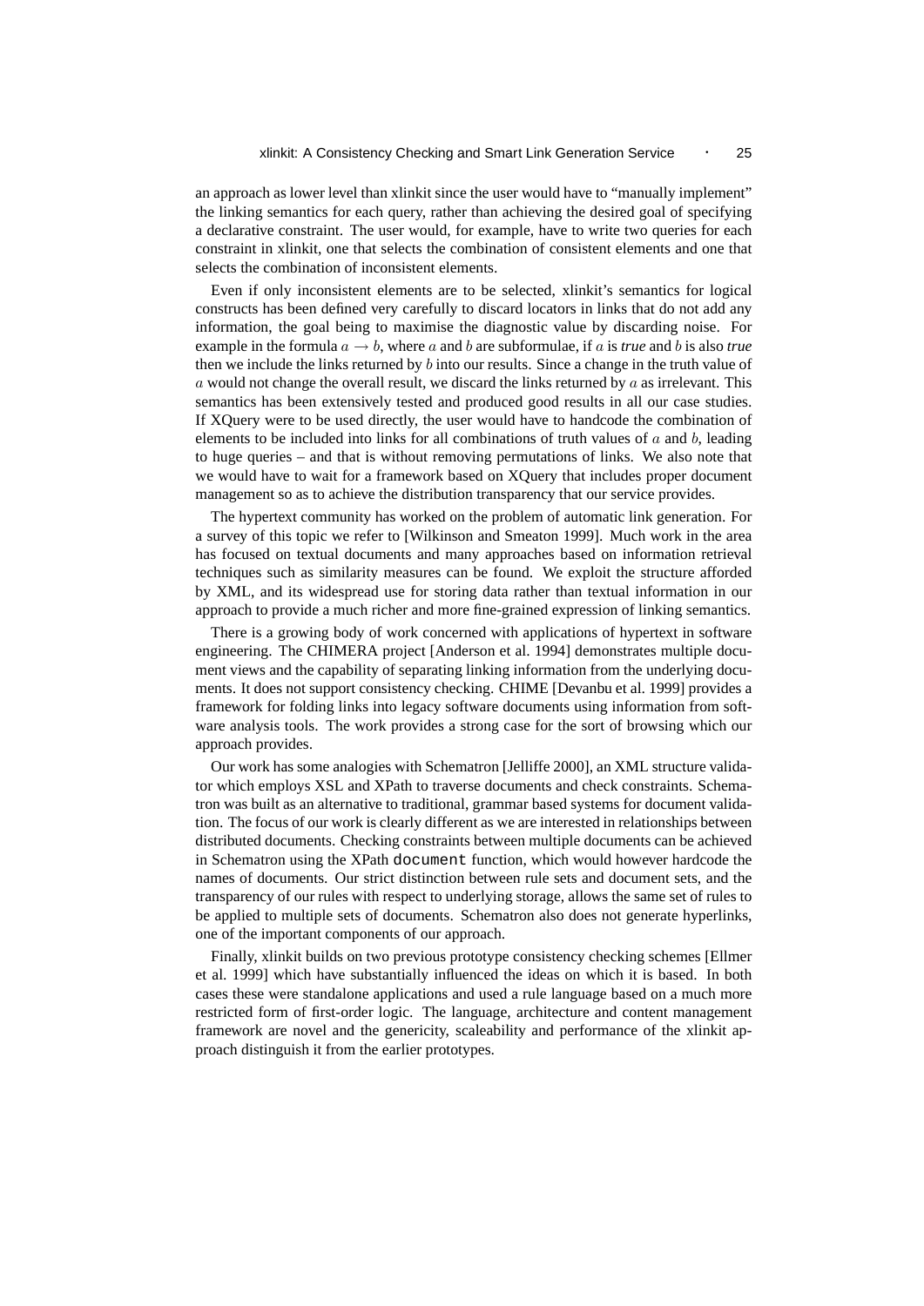an approach as lower level than xlinkit since the user would have to "manually implement" the linking semantics for each query, rather than achieving the desired goal of specifying a declarative constraint. The user would, for example, have to write two queries for each constraint in xlinkit, one that selects the combination of consistent elements and one that selects the combination of inconsistent elements.

Even if only inconsistent elements are to be selected, xlinkit's semantics for logical constructs has been defined very carefully to discard locators in links that do not add any information, the goal being to maximise the diagnostic value by discarding noise. For example in the formula $a \rightarrow b$, where $a$ and $b$ are subformulae, if $a$ is *true* and $b$ is also *true* then we include the links returned by $b$ into our results. Since a change in the truth value of $a$ would not change the overall result, we discard the links returned by $a$ as irrelevant. This semantics has been extensively tested and produced good results in all our case studies. If XQuery were to be used directly, the user would have to handcode the combination of elements to be included into links for all combinations of truth values of $a$ and $b$, leading to huge queries – and that is without removing permutations of links. We also note that we would have to wait for a framework based on XQuery that includes proper document management so as to achieve the distribution transparency that our service provides.

The hypertext community has worked on the problem of automatic link generation. For a survey of this topic we refer to [Wilkinson and Smeaton 1999]. Much work in the area has focused on textual documents and many approaches based on information retrieval techniques such as similarity measures can be found. We exploit the structure afforded by XML, and its widespread use for storing data rather than textual information in our approach to provide a much richer and more fine-grained expression of linking semantics.

There is a growing body of work concerned with applications of hypertext in software engineering. The CHIMERA project [Anderson et al. 1994] demonstrates multiple document views and the capability of separating linking information from the underlying documents. It does not support consistency checking. CHIME [Devanbu et al. 1999] provides a framework for folding links into legacy software documents using information from software analysis tools. The work provides a strong case for the sort of browsing which our approach provides.

Our work has some analogies with Schematron [Jelliffe 2000], an XML structure validator which employs XSL and XPath to traverse documents and check constraints. Schematron was built as an alternative to traditional, grammar based systems for document validation. The focus of our work is clearly different as we are interested in relationships between distributed documents. Checking constraints between multiple documents can be achieved in Schematron using the XPath `document` function, which would however hardcode the names of documents. Our strict distinction between rule sets and document sets, and the transparency of our rules with respect to underlying storage, allows the same set of rules to be applied to multiple sets of documents. Schematron also does not generate hyperlinks, one of the important components of our approach.

Finally, xlinkit builds on two previous prototype consistency checking schemes [Ellmer et al. 1999] which have substantially influenced the ideas on which it is based. In both cases these were standalone applications and used a rule language based on a much more restricted form of first-order logic. The language, architecture and content management framework are novel and the genericity, scaleability and performance of the xlinkit approach distinguish it from the earlier prototypes.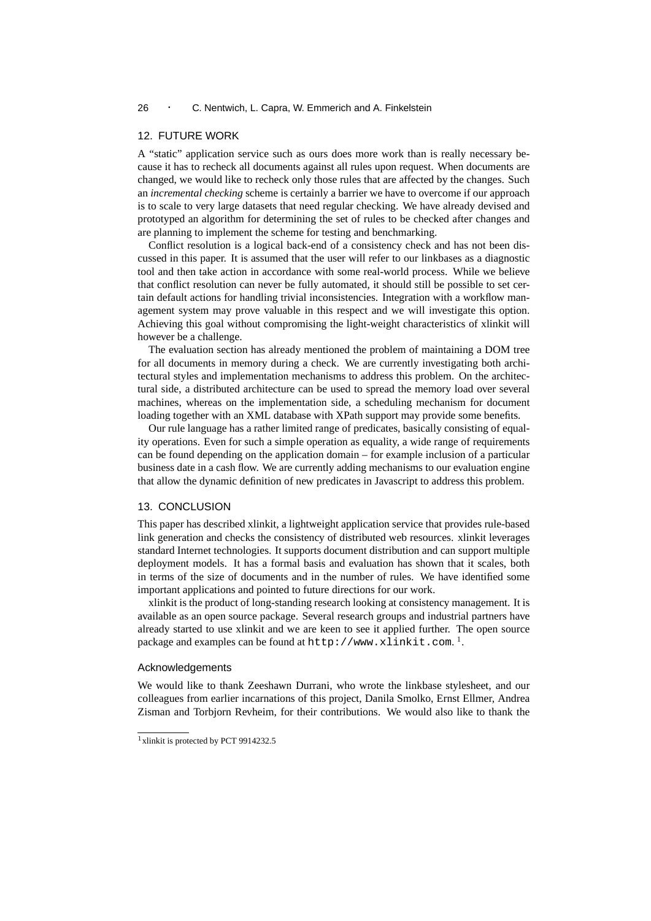## 12. FUTURE WORK

A "static" application service such as ours does more work than is really necessary because it has to recheck all documents against all rules upon request. When documents are changed, we would like to recheck only those rules that are affected by the changes. Such an *incremental checking* scheme is certainly a barrier we have to overcome if our approach is to scale to very large datasets that need regular checking. We have already devised and prototyped an algorithm for determining the set of rules to be checked after changes and are planning to implement the scheme for testing and benchmarking.

Conflict resolution is a logical back-end of a consistency check and has not been discussed in this paper. It is assumed that the user will refer to our linkbases as a diagnostic tool and then take action in accordance with some real-world process. While we believe that conflict resolution can never be fully automated, it should still be possible to set certain default actions for handling trivial inconsistencies. Integration with a workflow management system may prove valuable in this respect and we will investigate this option. Achieving this goal without compromising the light-weight characteristics of xlinkit will however be a challenge.

The evaluation section has already mentioned the problem of maintaining a DOM tree for all documents in memory during a check. We are currently investigating both architectural styles and implementation mechanisms to address this problem. On the architectural side, a distributed architecture can be used to spread the memory load over several machines, whereas on the implementation side, a scheduling mechanism for document loading together with an XML database with XPath support may provide some benefits.

Our rule language has a rather limited range of predicates, basically consisting of equality operations. Even for such a simple operation as equality, a wide range of requirements can be found depending on the application domain – for example inclusion of a particular business date in a cash flow. We are currently adding mechanisms to our evaluation engine that allow the dynamic definition of new predicates in Javascript to address this problem.

## 13. CONCLUSION

This paper has described xlinkit, a lightweight application service that provides rule-based link generation and checks the consistency of distributed web resources. xlinkit leverages standard Internet technologies. It supports document distribution and can support multiple deployment models. It has a formal basis and evaluation has shown that it scales, both in terms of the size of documents and in the number of rules. We have identified some important applications and pointed to future directions for our work.

xlinkit is the product of long-standing research looking at consistency management. It is available as an open source package. Several research groups and industrial partners have already started to use xlinkit and we are keen to see it applied further. The open source package and examples can be found at `http://www.xlinkit.com`. [1].

### Acknowledgements

We would like to thank Zeeshawn Durrani, who wrote the linkbase stylesheet, and our colleagues from earlier incarnations of this project, Danila Smolko, Ernst Ellmer, Andrea Zisman and Torbjorn Revheim, for their contributions. We would also like to thank the

[1] xlinkit is protected by PCT 9914232.5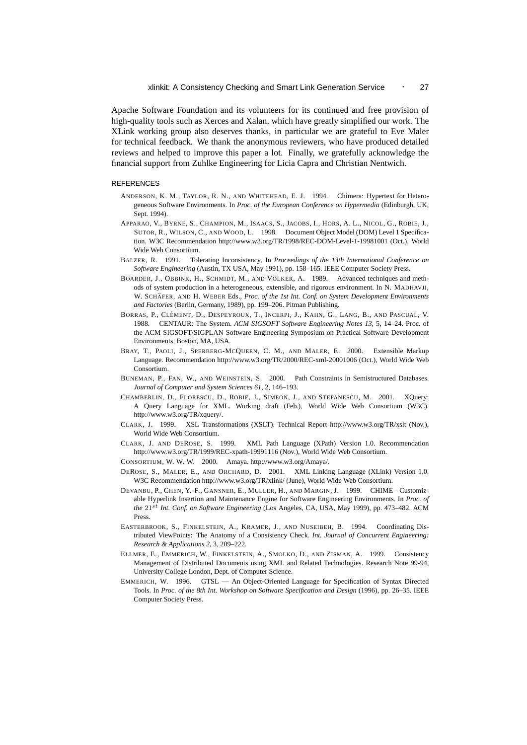Apache Software Foundation and its volunteers for its continued and free provision of high-quality tools such as Xerces and Xalan, which have greatly simplified our work. The XLink working group also deserves thanks, in particular we are grateful to Eve Maler for technical feedback. We thank the anonymous reviewers, who have produced detailed reviews and helped to improve this paper a lot. Finally, we gratefully acknowledge the financial support from Zuhlke Engineering for Licia Capra and Christian Nentwich.

## REFERENCES

ANDERSON, K. M., TAYLOR, R. N., AND WHITEHEAD, E. J. 1994. Chimera: Hypertext for Heterogeneous Software Environments. In *Proc. of the European Conference on Hypermedia* (Edinburgh, UK, Sept. 1994).

APPARAO, V., BYRNE, S., CHAMPION, M., ISAACS, S., JACOBS, I., HORS, A. L., NICOL, G., ROBIE, J., SUTOR, R., WILSON, C., AND WOOD, L. 1998. Document Object Model (DOM) Level 1 Specification. W3C Recommendation http://www.w3.org/TR/1998/REC-DOM-Level-1-19981001 (Oct.), World Wide Web Consortium.

BALZER, R. 1991. Tolerating Inconsistency. In *Proceedings of the 13th International Conference on Software Engineering* (Austin, TX USA, May 1991), pp. 158–165. IEEE Computer Society Press.

BOARDER, J., OBBINK, H., SCHMIDT, M., AND VÖLKER, A. 1989. Advanced techniques and methods of system production in a heterogeneous, extensible, and rigorous environment. In N. MADHAVJI, W. SCHÄFER, AND H. WEBER Eds., *Proc. of the 1st Int. Conf. on System Development Environments and Factories* (Berlin, Germany, 1989), pp. 199–206. Pitman Publishing.

BORRAS, P., CLÉMENT, D., DESPEYROUX, T., INCERPI, J., KAHN, G., LANG, B., AND PASCUAL, V. 1988. CENTAUR: The System. *ACM SIGSOFT Software Engineering Notes 13*, 5, 14–24. Proc. of the ACM SIGSOFT/SIGPLAN Software Engineering Symposium on Practical Software Development Environments, Boston, MA, USA.

BRAY, T., PAOLI, J., SPERBERG-MCQUEEN, C. M., AND MALER, E. 2000. Extensible Markup Language. Recommendation http://www.w3.org/TR/2000/REC-xml-20001006 (Oct.), World Wide Web Consortium.

BUNEMAN, P., FAN, W., AND WEINSTEIN, S. 2000. Path Constraints in Semistructured Databases. *Journal of Computer and System Sciences 61*, 2, 146–193.

CHAMBERLIN, D., FLORESCU, D., ROBIE, J., SIMEON, J., AND STEFANESCU, M. 2001. XQuery: A Query Language for XML. Working draft (Feb.), World Wide Web Consortium (W3C). http://www.w3.org/TR/xquery/.

CLARK, J. 1999. XSL Transformations (XSLT). Technical Report http://www.w3.org/TR/xslt (Nov.), World Wide Web Consortium.

CLARK, J. AND DEROSE, S. 1999. XML Path Language (XPath) Version 1.0. Recommendation http://www.w3.org/TR/1999/REC-xpath-19991116 (Nov.), World Wide Web Consortium.

CONSORTIUM, W. W. W. 2000. Amaya. http://www.w3.org/Amaya/.

DEROSE, S., MALER, E., AND ORCHARD, D. 2001. XML Linking Language (XLink) Version 1.0. W3C Recommendation http://www.w3.org/TR/xlink/ (June), World Wide Web Consortium.

DEVANBU, P., CHEN, Y.-F., GANSNER, E., MULLER, H., AND MARGIN, J. 1999. CHIME – Customizable Hyperlink Insertion and Maintenance Engine for Software Engineering Environments. In *Proc. of the* $21^{st}$ *Int. Conf. on Software Engineering* (Los Angeles, CA, USA, May 1999), pp. 473–482. ACM Press.

EASTERBROOK, S., FINKELSTEIN, A., KRAMER, J., AND NUSEIBEH, B. 1994. Coordinating Distributed ViewPoints: The Anatomy of a Consistency Check. *Int. Journal of Concurrent Engineering: Research & Applications 2*, 3, 209–222.

ELLMER, E., EMMERICH, W., FINKELSTEIN, A., SMOLKO, D., AND ZISMAN, A. 1999. Consistency Management of Distributed Documents using XML and Related Technologies. Research Note 99-94, University College London, Dept. of Computer Science.

EMMERICH, W. 1996. GTSL — An Object-Oriented Language for Specification of Syntax Directed Tools. In *Proc. of the 8th Int. Workshop on Software Specification and Design* (1996), pp. 26–35. IEEE Computer Society Press.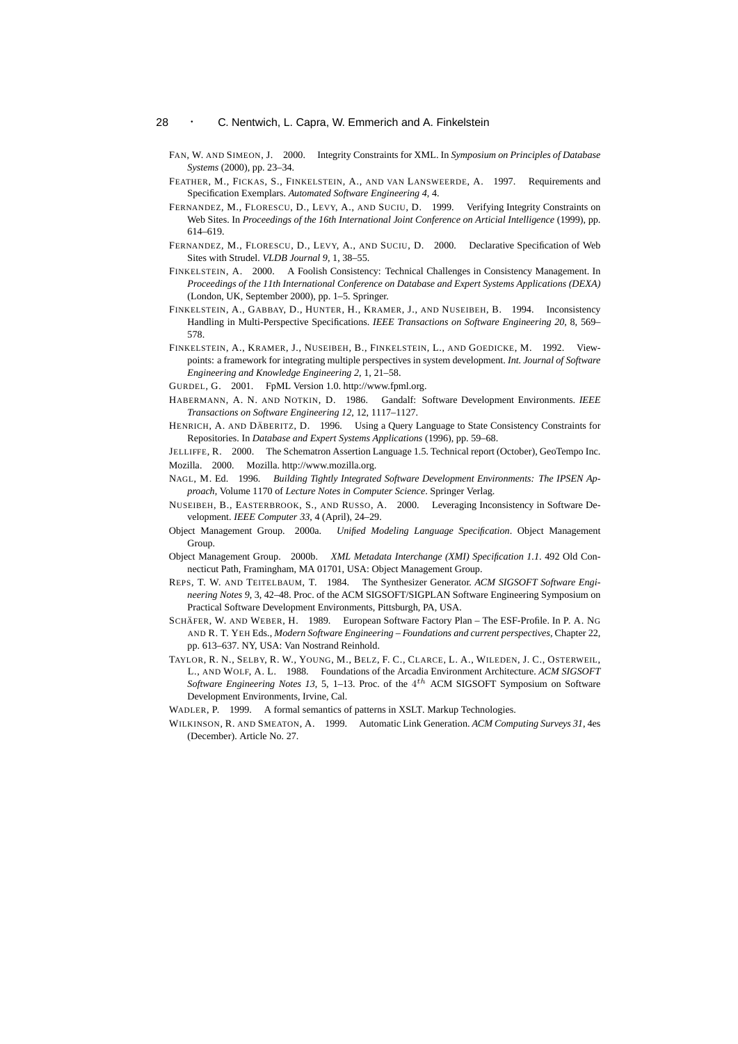FAN, W. AND SIMEON, J. 2000. Integrity Constraints for XML. In *Symposium on Principles of Database Systems* (2000), pp. 23–34.

FEATHER, M., FICKAS, S., FINKELSTEIN, A., AND VAN LANSWEERDE, A. 1997. Requirements and Specification Exemplars. *Automated Software Engineering 4,* 4.

FERNANDEZ, M., FLORESCU, D., LEVY, A., AND SUCIU, D. 1999. Verifying Integrity Constraints on Web Sites. In *Proceedings of the 16th International Joint Conference on Articial Intelligence* (1999), pp. 614–619.

FERNANDEZ, M., FLORESCU, D., LEVY, A., AND SUCIU, D. 2000. Declarative Specification of Web Sites with Strudel. *VLDB Journal 9,* 1, 38–55.

FINKELSTEIN, A. 2000. A Foolish Consistency: Technical Challenges in Consistency Management. In *Proceedings of the 11th International Conference on Database and Expert Systems Applications (DEXA)* (London, UK, September 2000), pp. 1–5. Springer.

FINKELSTEIN, A., GABBAY, D., HUNTER, H., KRAMER, J., AND NUSEIBEH, B. 1994. Inconsistency Handling in Multi-Perspective Specifications. *IEEE Transactions on Software Engineering 20,* 8, 569–578.

FINKELSTEIN, A., KRAMER, J., NUSEIBEH, B., FINKELSTEIN, L., AND GOEDICKE, M. 1992. Viewpoints: a framework for integrating multiple perspectives in system development. *Int. Journal of Software Engineering and Knowledge Engineering 2,* 1, 21–58.

GURDEL, G. 2001. FpML Version 1.0. http://www.fpml.org.

HABERMANN, A. N. AND NOTKIN, D. 1986. Gandalf: Software Development Environments. *IEEE Transactions on Software Engineering 12,* 12, 1117–1127.

HENRICH, A. AND DÄBERITZ, D. 1996. Using a Query Language to State Consistency Constraints for Repositories. In *Database and Expert Systems Applications* (1996), pp. 59–68.

JELLIFFE, R. 2000. The Schematron Assertion Language 1.5. Technical report (October), GeoTempo Inc.

Mozilla. 2000. Mozilla. http://www.mozilla.org.

NAGL, M. Ed. 1996. *Building Tightly Integrated Software Development Environments: The IPSEN Approach*, Volume 1170 of *Lecture Notes in Computer Science*. Springer Verlag.

NUSEIBEH, B., EASTERBROOK, S., AND RUSSO, A. 2000. Leveraging Inconsistency in Software Development. *IEEE Computer 33,* 4 (April), 24–29.

Object Management Group. 2000a. *Unified Modeling Language Specification*. Object Management Group.

Object Management Group. 2000b. *XML Metadata Interchange (XMI) Specification 1.1*. 492 Old Connecticut Path, Framingham, MA 01701, USA: Object Management Group.

REPS, T. W. AND TEITELBAUM, T. 1984. The Synthesizer Generator. *ACM SIGSOFT Software Engineering Notes 9,* 3, 42–48. Proc. of the ACM SIGSOFT/SIGPLAN Software Engineering Symposium on Practical Software Development Environments, Pittsburgh, PA, USA.

SCHÄFER, W. AND WEBER, H. 1989. European Software Factory Plan – The ESF-Profile. In P. A. NG AND R. T. YEH Eds., *Modern Software Engineering – Foundations and current perspectives*, Chapter 22, pp. 613–637. NY, USA: Van Nostrand Reinhold.

TAYLOR, R. N., SELBY, R. W., YOUNG, M., BELZ, F. C., CLARCE, L. A., WILEDEN, J. C., OSTERWEIL, L., AND WOLF, A. L. 1988. Foundations of the Arcadia Environment Architecture. *ACM SIGSOFT Software Engineering Notes 13,* 5, 1–13. Proc. of the $4^{th}$ ACM SIGSOFT Symposium on Software Development Environments, Irvine, Cal.

WADLER, P. 1999. A formal semantics of patterns in XSLT. Markup Technologies.

WILKINSON, R. AND SMEATON, A. 1999. Automatic Link Generation. *ACM Computing Surveys 31,* 4es (December). Article No. 27.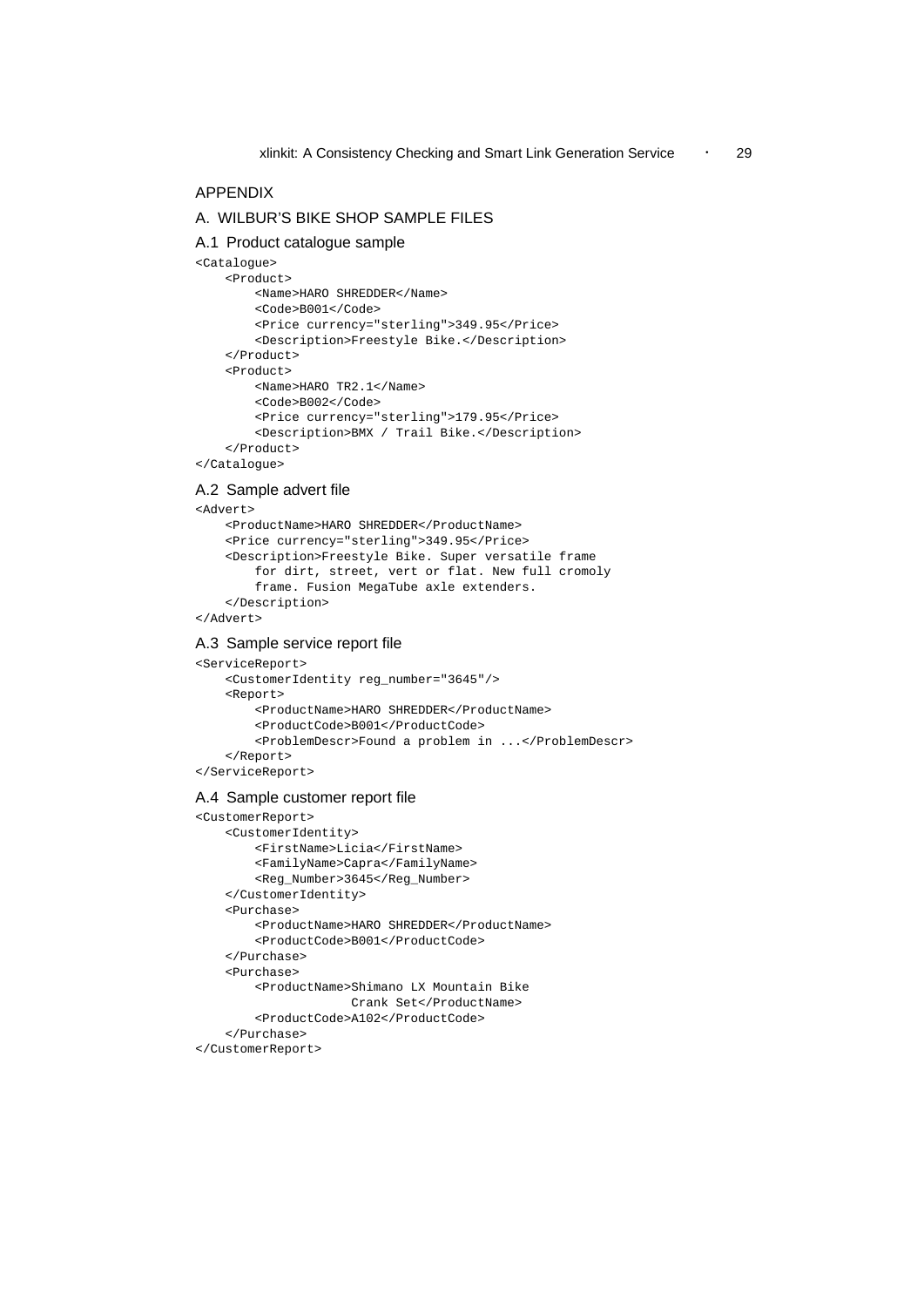## APPENDIX

### A. WILBUR'S BIKE SHOP SAMPLE FILES

#### A.1 Product catalogue sample

```
<Catalogue>
    <Product>
        <Name>HARO SHREDDER</Name>
        <Code>B001</Code>
        <Price currency="sterling">349.95</Price>
        <Description>Freestyle Bike.</Description>
    </Product>
    <Product>
        <Name>HARO TR2.1</Name>
        <Code>B002</Code>
        <Price currency="sterling">179.95</Price>
        <Description>BMX / Trail Bike.</Description>
    </Product>
</Catalogue>
```

#### A.2 Sample advert file

```
<Advert>
    <ProductName>HARO SHREDDER</ProductName>
    <Price currency="sterling">349.95</Price>
    <Description>Freestyle Bike. Super versatile frame
        for dirt, street, vert or flat. New full cromoly
        frame. Fusion MegaTube axle extenders.
    </Description>
</Advert>
```

#### A.3 Sample service report file

```
<ServiceReport>
    <CustomerIdentity reg_number="3645"/>
    <Report>
        <ProductName>HARO SHREDDER</ProductName>
        <ProductCode>B001</ProductCode>
        <ProblemDescr>Found a problem in ...</ProblemDescr>
    </Report>
</ServiceReport>
```

#### A.4 Sample customer report file

```
<CustomerReport>
    <CustomerIdentity>
        <FirstName>Licia</FirstName>
        <FamilyName>Capra</FamilyName>
        <Reg_Number>3645</Reg_Number>
    </CustomerIdentity>
    <Purchase>
        <ProductName>HARO SHREDDER</ProductName>
        <ProductCode>B001</ProductCode>
    </Purchase>
    <Purchase>
        <ProductName>Shimano LX Mountain Bike
                    Crank Set</ProductName>
        <ProductCode>A102</ProductCode>
    </Purchase>
</CustomerReport>
```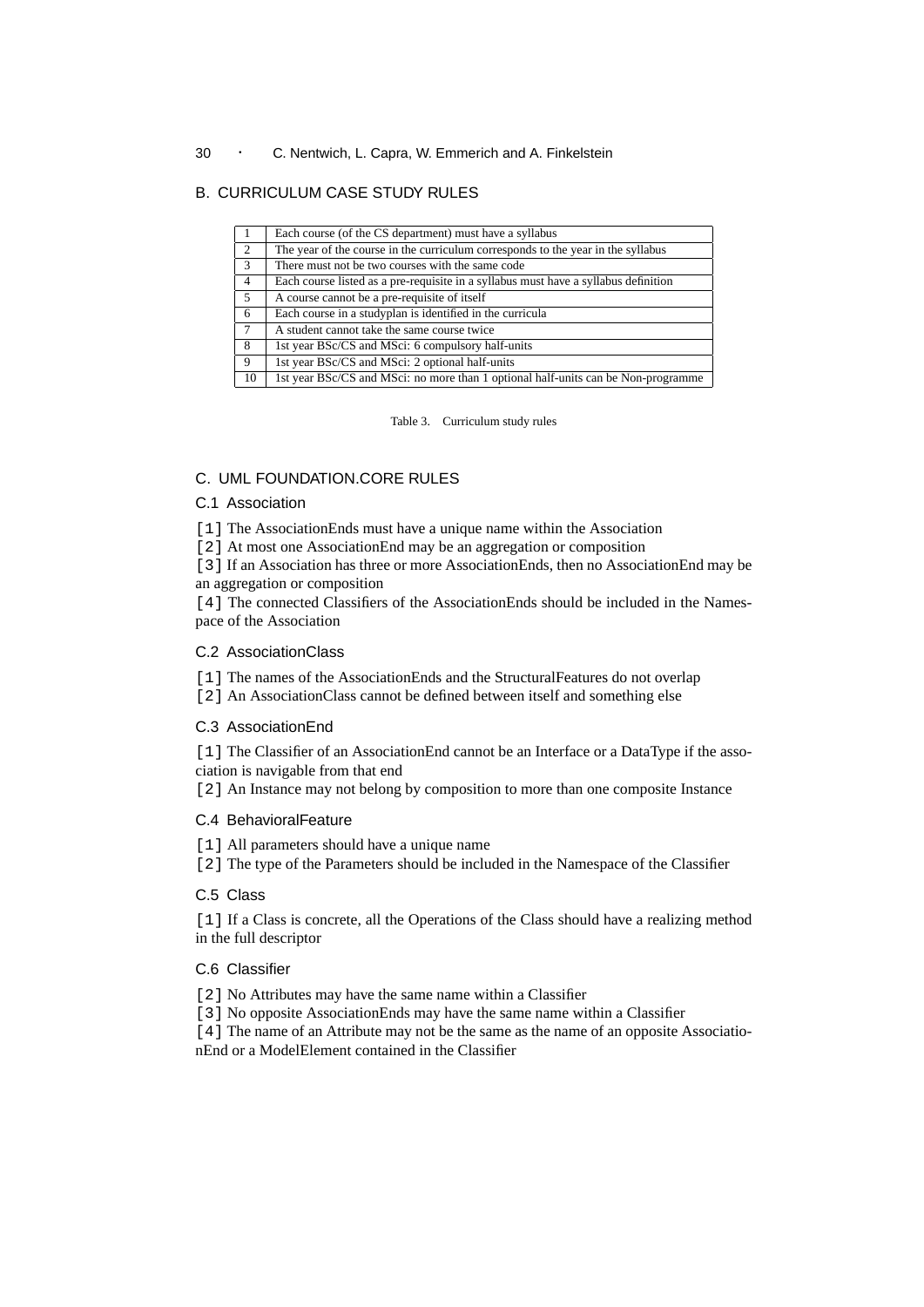## B. CURRICULUM CASE STUDY RULES

| | |
|---|---|
| 1 | Each course (of the CS department) must have a syllabus |
| 2 | The year of the course in the curriculum corresponds to the year in the syllabus |
| 3 | There must not be two courses with the same code |
| 4 | Each course listed as a pre-requisite in a syllabus must have a syllabus definition |
| 5 | A course cannot be a pre-requisite of itself |
| 6 | Each course in a studyplan is identified in the curricula |
| 7 | A student cannot take the same course twice |
| 8 | 1st year BSc/CS and MSci: 6 compulsory half-units |
| 9 | 1st year BSc/CS and MSci: 2 optional half-units |
| 10 | 1st year BSc/CS and MSci: no more than 1 optional half-units can be Non-programme |

Table 3. Curriculum study rules

## C. UML FOUNDATION.CORE RULES

### C.1 Association

[1] The AssociationEnds must have a unique name within the Association

[2] At most one AssociationEnd may be an aggregation or composition

[3] If an Association has three or more AssociationEnds, then no AssociationEnd may be an aggregation or composition

[4] The connected Classifiers of the AssociationEnds should be included in the Namespace of the Association

### C.2 AssociationClass

[1] The names of the AssociationEnds and the StructuralFeatures do not overlap

[2] An AssociationClass cannot be defined between itself and something else

### C.3 AssociationEnd

[1] The Classifier of an AssociationEnd cannot be an Interface or a DataType if the association is navigable from that end

[2] An Instance may not belong by composition to more than one composite Instance

### C.4 BehavioralFeature

[1] All parameters should have a unique name

[2] The type of the Parameters should be included in the Namespace of the Classifier

### C.5 Class

[1] If a Class is concrete, all the Operations of the Class should have a realizing method in the full descriptor

### C.6 Classifier

[2] No Attributes may have the same name within a Classifier

[3] No opposite AssociationEnds may have the same name within a Classifier

[4] The name of an Attribute may not be the same as the name of an opposite AssociationEnd or a ModelElement contained in the Classifier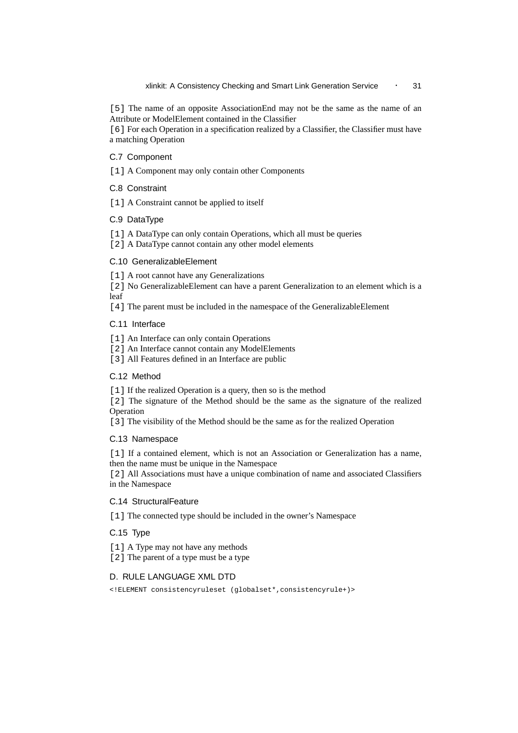`[5]` The name of an opposite AssociationEnd may not be the same as the name of an Attribute or ModelElement contained in the Classifier
`[6]` For each Operation in a specification realized by a Classifier, the Classifier must have a matching Operation

### C.7 Component

`[1]` A Component may only contain other Components

### C.8 Constraint

`[1]` A Constraint cannot be applied to itself

### C.9 DataType

`[1]` A DataType can only contain Operations, which all must be queries
`[2]` A DataType cannot contain any other model elements

### C.10 GeneralizableElement

`[1]` A root cannot have any Generalizations
`[2]` No GeneralizableElement can have a parent Generalization to an element which is a leaf
`[4]` The parent must be included in the namespace of the GeneralizableElement

### C.11 Interface

`[1]` An Interface can only contain Operations
`[2]` An Interface cannot contain any ModelElements
`[3]` All Features defined in an Interface are public

### C.12 Method

`[1]` If the realized Operation is a query, then so is the method
`[2]` The signature of the Method should be the same as the signature of the realized Operation
`[3]` The visibility of the Method should be the same as for the realized Operation

### C.13 Namespace

`[1]` If a contained element, which is not an Association or Generalization has a name, then the name must be unique in the Namespace
`[2]` All Associations must have a unique combination of name and associated Classifiers in the Namespace

### C.14 StructuralFeature

`[1]` The connected type should be included in the owner's Namespace

### C.15 Type

`[1]` A Type may not have any methods
`[2]` The parent of a type must be a type

## D. RULE LANGUAGE XML DTD

```
<!ELEMENT consistencyruleset (globalset*,consistencyrule+)>
```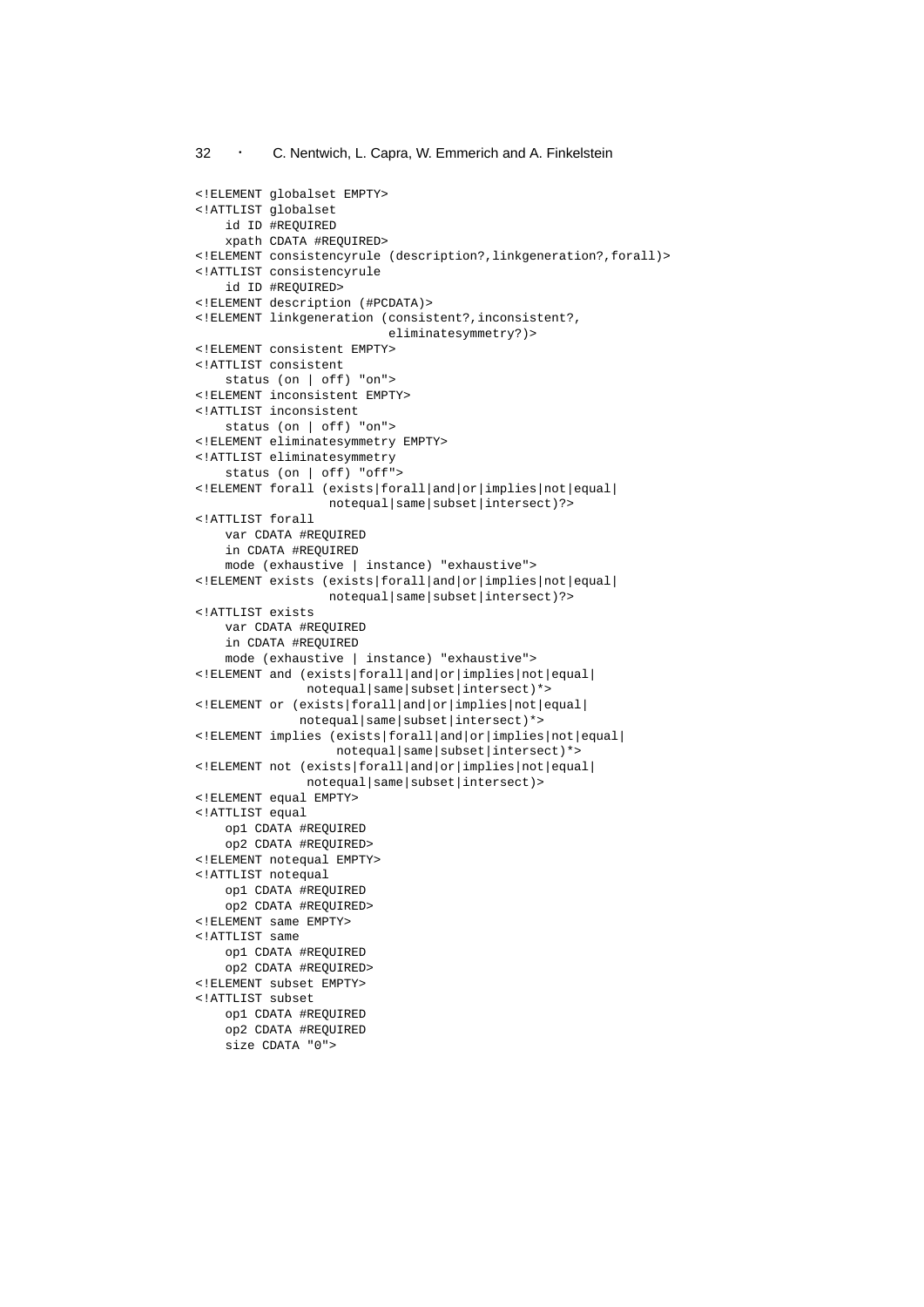```
<!ELEMENT globalset EMPTY>
<!ATTLIST globalset
    id ID #REQUIRED
    xpath CDATA #REQUIRED>
<!ELEMENT consistencyrule (description?,linkgeneration?,forall)>
<!ATTLIST consistencyrule
    id ID #REQUIRED>
<!ELEMENT description (#PCDATA)>
<!ELEMENT linkgeneration (consistent?,inconsistent?,
                          eliminatesymmetry?)>
<!ELEMENT consistent EMPTY>
<!ATTLIST consistent
    status (on | off) "on">
<!ELEMENT inconsistent EMPTY>
<!ATTLIST inconsistent
    status (on | off) "on">
<!ELEMENT eliminatesymmetry EMPTY>
<!ATTLIST eliminatesymmetry
    status (on | off) "off">
<!ELEMENT forall (exists|forall|and|or|implies|not|equal|
                  notequal|same|subset|intersect)?>
<!ATTLIST forall
    var CDATA #REQUIRED
    in CDATA #REQUIRED
    mode (exhaustive | instance) "exhaustive">
<!ELEMENT exists (exists|forall|and|or|implies|not|equal|
                  notequal|same|subset|intersect)?>
<!ATTLIST exists
    var CDATA #REQUIRED
    in CDATA #REQUIRED
    mode (exhaustive | instance) "exhaustive">
<!ELEMENT and (exists|forall|and|or|implies|not|equal|
               notequal|same|subset|intersect)*>
<!ELEMENT or (exists|forall|and|or|implies|not|equal|
              notequal|same|subset|intersect)*>
<!ELEMENT implies (exists|forall|and|or|implies|not|equal|
                   notequal|same|subset|intersect)*>
<!ELEMENT not (exists|forall|and|or|implies|not|equal|
               notequal|same|subset|intersect)>
<!ELEMENT equal EMPTY>
<!ATTLIST equal
    op1 CDATA #REQUIRED
    op2 CDATA #REQUIRED>
<!ELEMENT notequal EMPTY>
<!ATTLIST notequal
    op1 CDATA #REQUIRED
    op2 CDATA #REQUIRED>
<!ELEMENT same EMPTY>
<!ATTLIST same
    op1 CDATA #REQUIRED
    op2 CDATA #REQUIRED>
<!ELEMENT subset EMPTY>
<!ATTLIST subset
    op1 CDATA #REQUIRED
    op2 CDATA #REQUIRED
    size CDATA "0">
```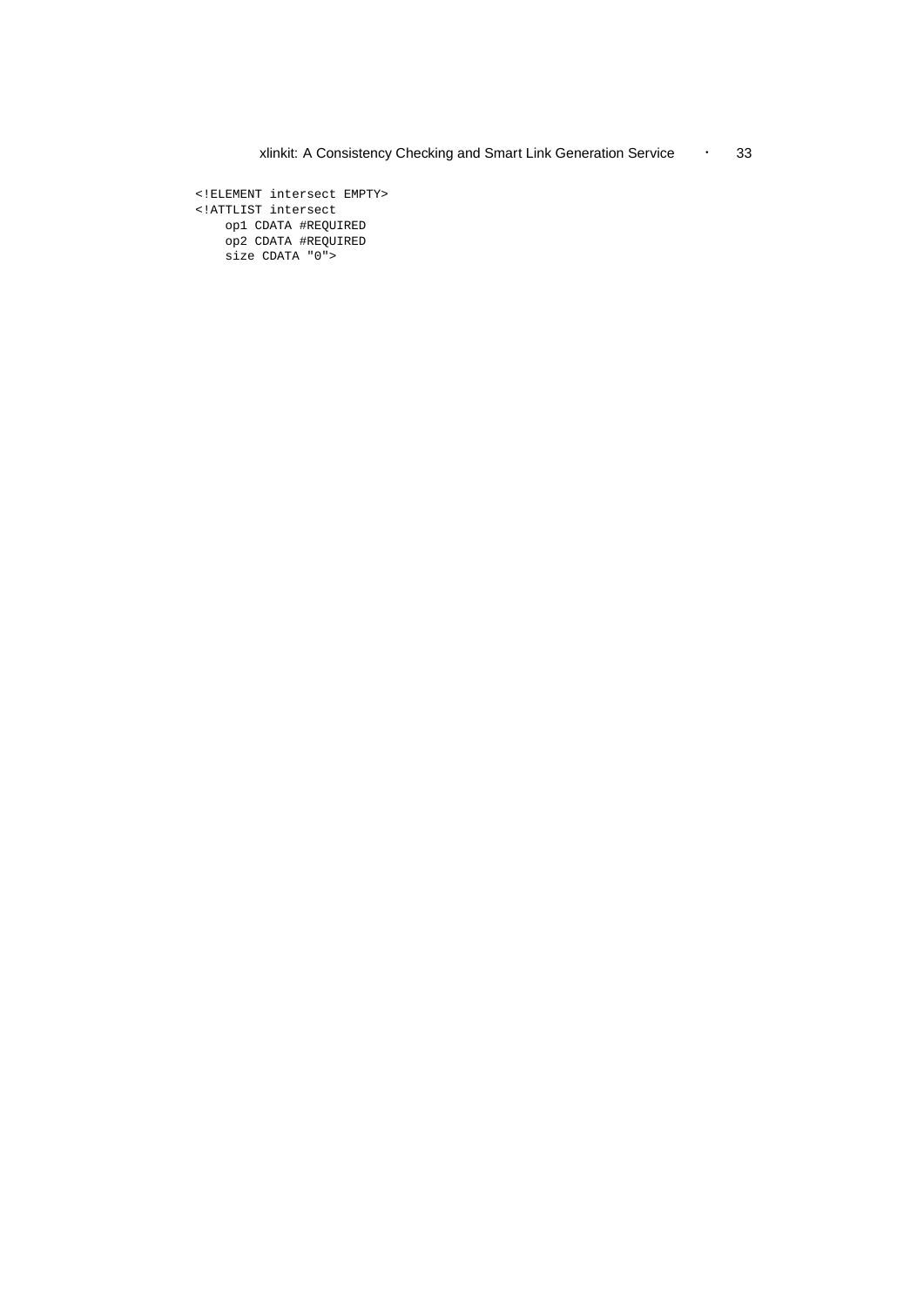```
<!ELEMENT intersect EMPTY>
<!ATTLIST intersect
    op1 CDATA #REQUIRED
    op2 CDATA #REQUIRED
    size CDATA "0">
```